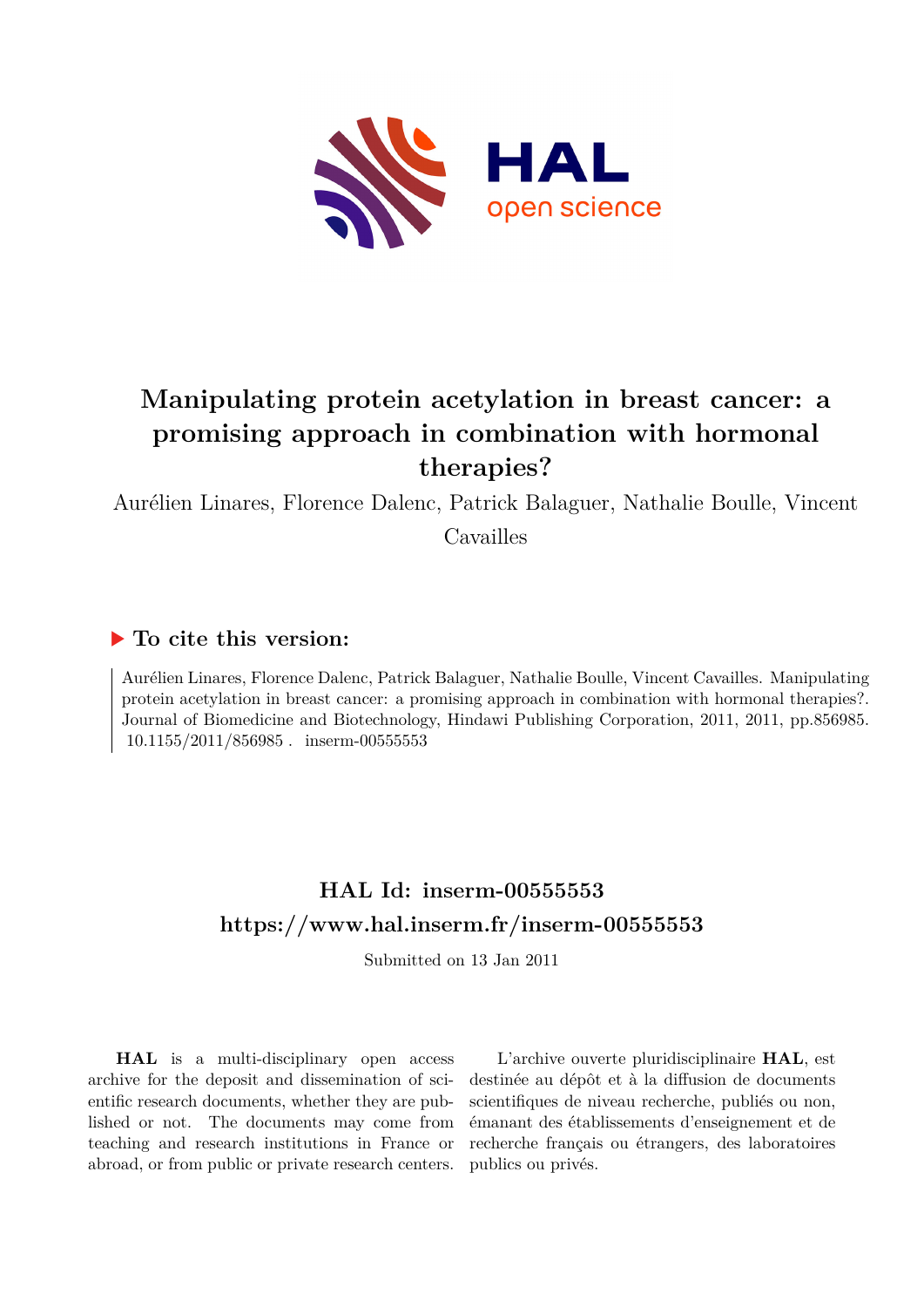# Manipulating protein acetylation in breast cancer: a promising approach in combination with hormonal therapies?

Aurélien Linares, Florence Dalenc, Patrick Balaguer, Nathalie Boulle, Vincent Cavailles

## ▶ To cite this version:

Aurélien Linares, Florence Dalenc, Patrick Balaguer, Nathalie Boulle, Vincent Cavailles. Manipulating protein acetylation in breast cancer: a promising approach in combination with hormonal therapies?. Journal of Biomedicine and Biotechnology, Hindawi Publishing Corporation, 2011, 2011, pp.856985. 10.1155/2011/856985 . inserm-00555553

## HAL Id: inserm-00555553

## https://www.hal.inserm.fr/inserm-00555553

Submitted on 13 Jan 2011

**HAL** is a multi-disciplinary open access archive for the deposit and dissemination of scientific research documents, whether they are published or not. The documents may come from teaching and research institutions in France or abroad, or from public or private research centers.

L'archive ouverte pluridisciplinaire **HAL**, est destinée au dépôt et à la diffusion de documents scientifiques de niveau recherche, publiés ou non, émanant des établissements d'enseignement et de recherche français ou étrangers, des laboratoires publics ou privés.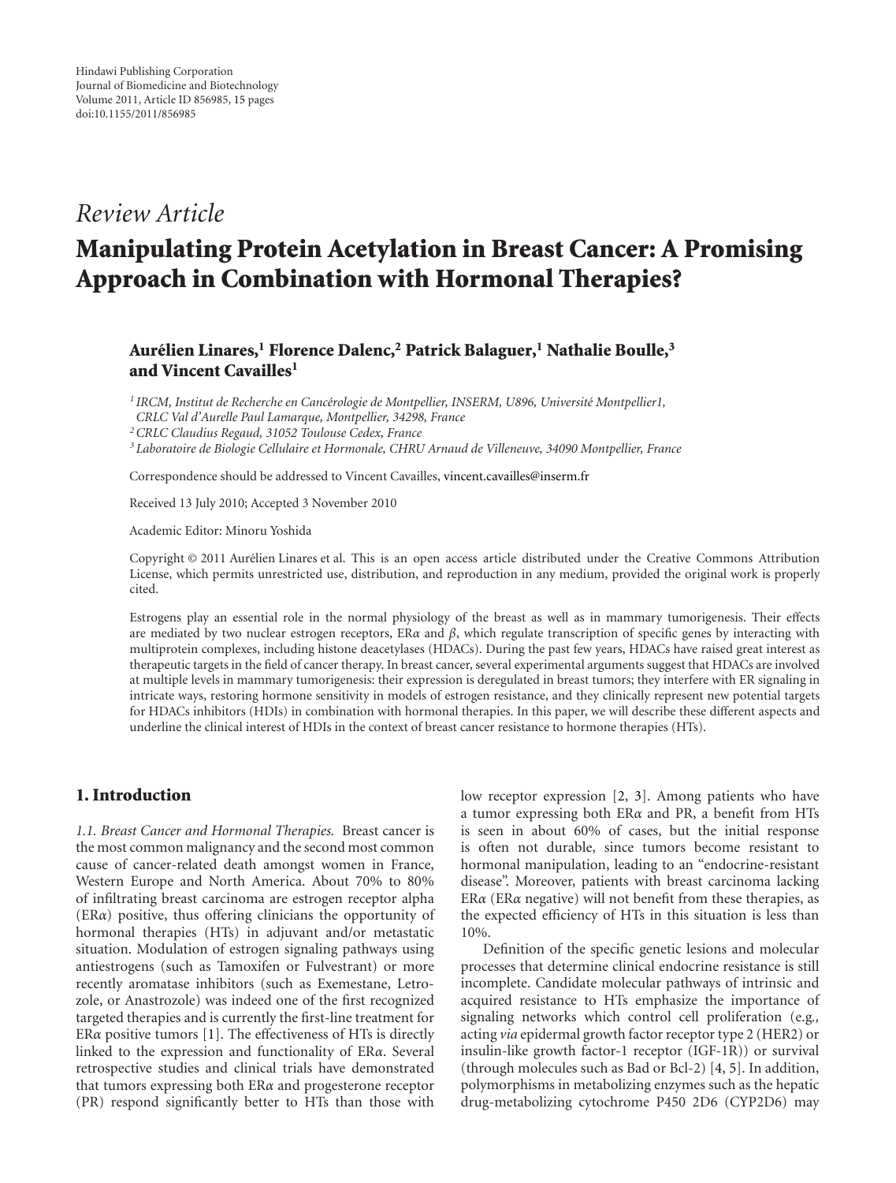*Review Article*

# Manipulating Protein Acetylation in Breast Cancer: A Promising Approach in Combination with Hormonal Therapies?

**Aurélien Linares,[1] Florence Dalenc,[2] Patrick Balaguer,[1] Nathalie Boulle,[3] and Vincent Cavailles[1]**

[1] *IRCM, Institut de Recherche en Cancérologie de Montpellier, INSERM, U896, Université Montpellier1, CRLC Val d'Aurelle Paul Lamarque, Montpellier, 34298, France*
[2] *CRLC Claudius Regaud, 31052 Toulouse Cedex, France*
[3] *Laboratoire de Biologie Cellulaire et Hormonale, CHRU Arnaud de Villeneuve, 34090 Montpellier, France*

Correspondence should be addressed to Vincent Cavailles, vincent.cavailles@inserm.fr

Received 13 July 2010; Accepted 3 November 2010

Academic Editor: Minoru Yoshida

Copyright © 2011 Aurélien Linares et al. This is an open access article distributed under the Creative Commons Attribution License, which permits unrestricted use, distribution, and reproduction in any medium, provided the original work is properly cited.

Estrogens play an essential role in the normal physiology of the breast as well as in mammary tumorigenesis. Their effects are mediated by two nuclear estrogen receptors, ER$\alpha$ and $\beta$, which regulate transcription of specific genes by interacting with multiprotein complexes, including histone deacetylases (HDACs). During the past few years, HDACs have raised great interest as therapeutic targets in the field of cancer therapy. In breast cancer, several experimental arguments suggest that HDACs are involved at multiple levels in mammary tumorigenesis: their expression is deregulated in breast tumors; they interfere with ER signaling in intricate ways, restoring hormone sensitivity in models of estrogen resistance, and they clinically represent new potential targets for HDACs inhibitors (HDIs) in combination with hormonal therapies. In this paper, we will describe these different aspects and underline the clinical interest of HDIs in the context of breast cancer resistance to hormone therapies (HTs).

## 1. Introduction

*1.1. Breast Cancer and Hormonal Therapies.* Breast cancer is the most common malignancy and the second most common cause of cancer-related death amongst women in France, Western Europe and North America. About 70% to 80% of infiltrating breast carcinoma are estrogen receptor alpha (ER$\alpha$) positive, thus offering clinicians the opportunity of hormonal therapies (HTs) in adjuvant and/or metastatic situation. Modulation of estrogen signaling pathways using antiestrogens (such as Tamoxifen or Fulvestrant) or more recently aromatase inhibitors (such as Exemestane, Letrozole, or Anastrozole) was indeed one of the first recognized targeted therapies and is currently the first-line treatment for ER$\alpha$ positive tumors [1]. The effectiveness of HTs is directly linked to the expression and functionality of ER$\alpha$. Several retrospective studies and clinical trials have demonstrated that tumors expressing both ER$\alpha$ and progesterone receptor (PR) respond significantly better to HTs than those with low receptor expression [2, 3]. Among patients who have a tumor expressing both ER$\alpha$ and PR, a benefit from HTs is seen in about 60% of cases, but the initial response is often not durable, since tumors become resistant to hormonal manipulation, leading to an "endocrine-resistant disease". Moreover, patients with breast carcinoma lacking ER$\alpha$ (ER$\alpha$ negative) will not benefit from these therapies, as the expected efficiency of HTs in this situation is less than 10%.

Definition of the specific genetic lesions and molecular processes that determine clinical endocrine resistance is still incomplete. Candidate molecular pathways of intrinsic and acquired resistance to HTs emphasize the importance of signaling networks which control cell proliferation (e.g., acting *via* epidermal growth factor receptor type 2 (HER2) or insulin-like growth factor-1 receptor (IGF-1R)) or survival (through molecules such as Bad or Bcl-2) [4, 5]. In addition, polymorphisms in metabolizing enzymes such as the hepatic drug-metabolizing cytochrome P450 2D6 (CYP2D6) may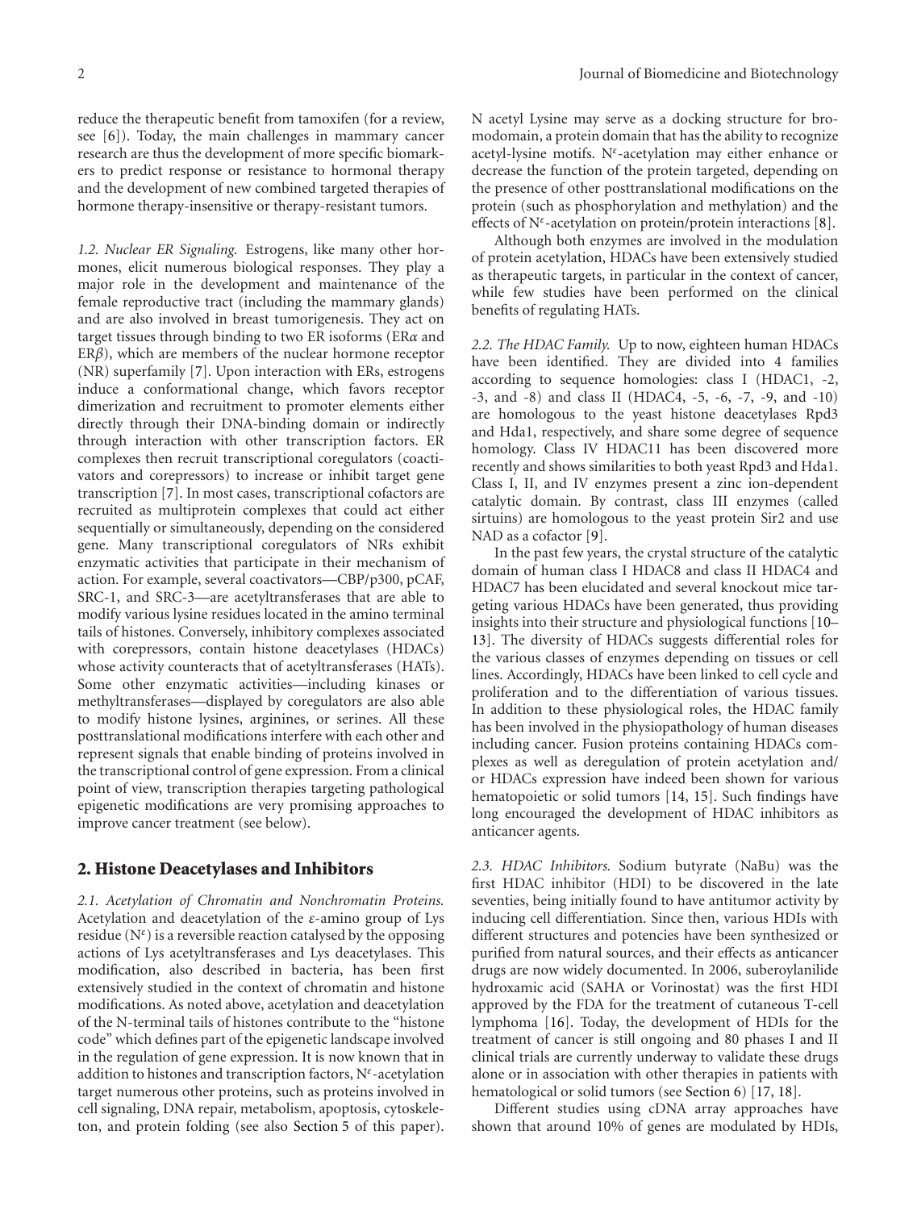reduce the therapeutic benefit from tamoxifen (for a review, see [6]). Today, the main challenges in mammary cancer research are thus the development of more specific biomarkers to predict response or resistance to hormonal therapy and the development of new combined targeted therapies of hormone therapy-insensitive or therapy-resistant tumors.

*1.2. Nuclear ER Signaling.* Estrogens, like many other hormones, elicit numerous biological responses. They play a major role in the development and maintenance of the female reproductive tract (including the mammary glands) and are also involved in breast tumorigenesis. They act on target tissues through binding to two ER isoforms (ER$\alpha$ and ER$\beta$), which are members of the nuclear hormone receptor (NR) superfamily [7]. Upon interaction with ERs, estrogens induce a conformational change, which favors receptor dimerization and recruitment to promoter elements either directly through their DNA-binding domain or indirectly through interaction with other transcription factors. ER complexes then recruit transcriptional coregulators (coactivators and corepressors) to increase or inhibit target gene transcription [7]. In most cases, transcriptional cofactors are recruited as multiprotein complexes that could act either sequentially or simultaneously, depending on the considered gene. Many transcriptional coregulators of NRs exhibit enzymatic activities that participate in their mechanism of action. For example, several coactivators—CBP/p300, pCAF, SRC-1, and SRC-3—are acetyltransferases that are able to modify various lysine residues located in the amino terminal tails of histones. Conversely, inhibitory complexes associated with corepressors, contain histone deacetylases (HDACs) whose activity counteracts that of acetyltransferases (HATs). Some other enzymatic activities—including kinases or methyltransferases—displayed by coregulators are also able to modify histone lysines, arginines, or serines. All these posttranslational modifications interfere with each other and represent signals that enable binding of proteins involved in the transcriptional control of gene expression. From a clinical point of view, transcription therapies targeting pathological epigenetic modifications are very promising approaches to improve cancer treatment (see below).

## 2. Histone Deacetylases and Inhibitors

*2.1. Acetylation of Chromatin and Nonchromatin Proteins.* Acetylation and deacetylation of the $\varepsilon$-amino group of Lys residue ($N^{\varepsilon}$) is a reversible reaction catalysed by the opposing actions of Lys acetyltransferases and Lys deacetylases. This modification, also described in bacteria, has been first extensively studied in the context of chromatin and histone modifications. As noted above, acetylation and deacetylation of the N-terminal tails of histones contribute to the "histone code" which defines part of the epigenetic landscape involved in the regulation of gene expression. It is now known that in addition to histones and transcription factors, $N^{\varepsilon}$-acetylation target numerous other proteins, such as proteins involved in cell signaling, DNA repair, metabolism, apoptosis, cytoskeleton, and protein folding (see also Section 5 of this paper). N acetyl Lysine may serve as a docking structure for bromodomain, a protein domain that has the ability to recognize acetyl-lysine motifs. $N^{\varepsilon}$-acetylation may either enhance or decrease the function of the protein targeted, depending on the presence of other posttranslational modifications on the protein (such as phosphorylation and methylation) and the effects of $N^{\varepsilon}$-acetylation on protein/protein interactions [8].

Although both enzymes are involved in the modulation of protein acetylation, HDACs have been extensively studied as therapeutic targets, in particular in the context of cancer, while few studies have been performed on the clinical benefits of regulating HATs.

*2.2. The HDAC Family.* Up to now, eighteen human HDACs have been identified. They are divided into 4 families according to sequence homologies: class I (HDAC1, -2, -3, and -8) and class II (HDAC4, -5, -6, -7, -9, and -10) are homologous to the yeast histone deacetylases Rpd3 and Hda1, respectively, and share some degree of sequence homology. Class IV HDAC11 has been discovered more recently and shows similarities to both yeast Rpd3 and Hda1. Class I, II, and IV enzymes present a zinc ion-dependent catalytic domain. By contrast, class III enzymes (called sirtuins) are homologous to the yeast protein Sir2 and use NAD as a cofactor [9].

In the past few years, the crystal structure of the catalytic domain of human class I HDAC8 and class II HDAC4 and HDAC7 has been elucidated and several knockout mice targeting various HDACs have been generated, thus providing insights into their structure and physiological functions [10–13]. The diversity of HDACs suggests differential roles for the various classes of enzymes depending on tissues or cell lines. Accordingly, HDACs have been linked to cell cycle and proliferation and to the differentiation of various tissues. In addition to these physiological roles, the HDAC family has been involved in the physiopathology of human diseases including cancer. Fusion proteins containing HDACs complexes as well as deregulation of protein acetylation and/or HDACs expression have indeed been shown for various hematopoietic or solid tumors [14, 15]. Such findings have long encouraged the development of HDAC inhibitors as anticancer agents.

*2.3. HDAC Inhibitors.* Sodium butyrate (NaBu) was the first HDAC inhibitor (HDI) to be discovered in the late seventies, being initially found to have antitumor activity by inducing cell differentiation. Since then, various HDIs with different structures and potencies have been synthesized or purified from natural sources, and their effects as anticancer drugs are now widely documented. In 2006, suberoylanilide hydroxamic acid (SAHA or Vorinostat) was the first HDI approved by the FDA for the treatment of cutaneous T-cell lymphoma [16]. Today, the development of HDIs for the treatment of cancer is still ongoing and 80 phases I and II clinical trials are currently underway to validate these drugs alone or in association with other therapies in patients with hematological or solid tumors (see Section 6) [17, 18].

Different studies using cDNA array approaches have shown that around 10% of genes are modulated by HDIs,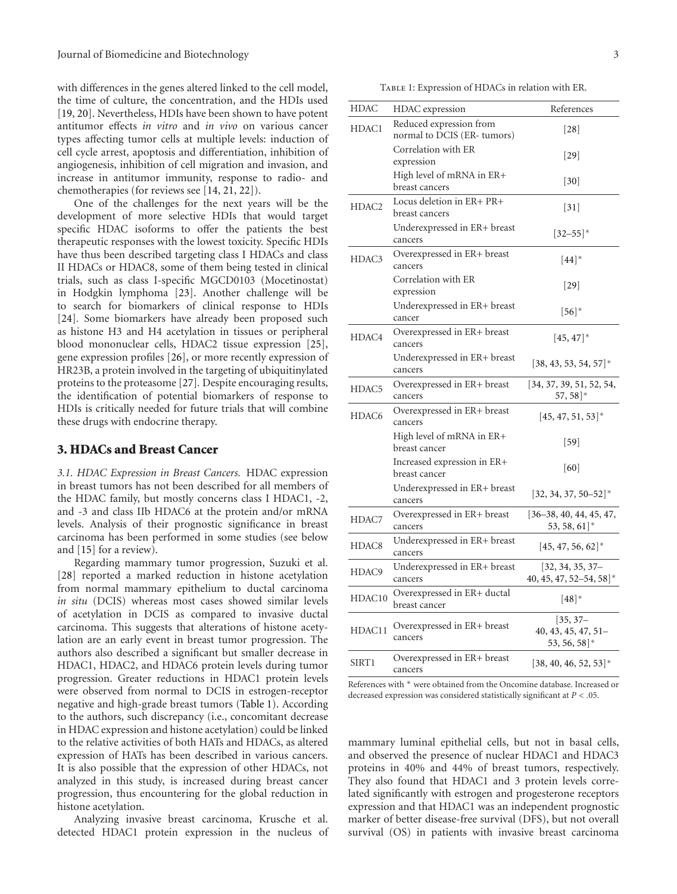with differences in the genes altered linked to the cell model, the time of culture, the concentration, and the HDIs used [19, 20]. Nevertheless, HDIs have been shown to have potent antitumor effects *in vitro* and *in vivo* on various cancer types affecting tumor cells at multiple levels: induction of cell cycle arrest, apoptosis and differentiation, inhibition of angiogenesis, inhibition of cell migration and invasion, and increase in antitumor immunity, response to radio- and chemotherapies (for reviews see [14, 21, 22]).

One of the challenges for the next years will be the development of more selective HDIs that would target specific HDAC isoforms to offer the patients the best therapeutic responses with the lowest toxicity. Specific HDIs have thus been described targeting class I HDACs and class II HDACs or HDAC8, some of them being tested in clinical trials, such as class I-specific MGCD0103 (Mocetinostat) in Hodgkin lymphoma [23]. Another challenge will be to search for biomarkers of clinical response to HDIs [24]. Some biomarkers have already been proposed such as histone H3 and H4 acetylation in tissues or peripheral blood mononuclear cells, HDAC2 tissue expression [25], gene expression profiles [26], or more recently expression of HR23B, a protein involved in the targeting of ubiquitinylated proteins to the proteasome [27]. Despite encouraging results, the identification of potential biomarkers of response to HDIs is critically needed for future trials that will combine these drugs with endocrine therapy.

## 3. HDACs and Breast Cancer

*3.1. HDAC Expression in Breast Cancers.* HDAC expression in breast tumors has not been described for all members of the HDAC family, but mostly concerns class I HDAC1, -2, and -3 and class IIb HDAC6 at the protein and/or mRNA levels. Analysis of their prognostic significance in breast carcinoma has been performed in some studies (see below and [15] for a review).

Regarding mammary tumor progression, Suzuki et al. [28] reported a marked reduction in histone acetylation from normal mammary epithelium to ductal carcinoma *in situ* (DCIS) whereas most cases showed similar levels of acetylation in DCIS as compared to invasive ductal carcinoma. This suggests that alterations of histone acetylation are an early event in breast tumor progression. The authors also described a significant but smaller decrease in HDAC1, HDAC2, and HDAC6 protein levels during tumor progression. Greater reductions in HDAC1 protein levels were observed from normal to DCIS in estrogen-receptor negative and high-grade breast tumors (Table 1). According to the authors, such discrepancy (i.e., concomitant decrease in HDAC expression and histone acetylation) could be linked to the relative activities of both HATs and HDACs, as altered expression of HATs has been described in various cancers. It is also possible that the expression of other HDACs, not analyzed in this study, is increased during breast cancer progression, thus encountering for the global reduction in histone acetylation.

Analyzing invasive breast carcinoma, Krusche et al. detected HDAC1 protein expression in the nucleus of mammary luminal epithelial cells, but not in basal cells, and observed the presence of nuclear HDAC1 and HDAC3 proteins in 40% and 44% of breast tumors, respectively. They also found that HDAC1 and 3 protein levels correlated significantly with estrogen and progesterone receptors expression and that HDAC1 was an independent prognostic marker of better disease-free survival (DFS), but not overall survival (OS) in patients with invasive breast carcinoma

Table 1: Expression of HDACs in relation with ER.

| HDAC | HDAC expression | References |
|---|---|---|
| HDAC1 | Reduced expression from normal to DCIS (ER- tumors) | [28] |
| | Correlation with ER expression | [29] |
| | High level of mRNA in ER+ breast cancers | [30] |
| HDAC2 | Locus deletion in ER+ PR+ breast cancers | [31] |
| | Underexpressed in ER+ breast cancers | [32–55]* |
| HDAC3 | Overexpressed in ER+ breast cancers | [44]* |
| | Correlation with ER expression | [29] |
| | Underexpressed in ER+ breast cancer | [56]* |
| HDAC4 | Overexpressed in ER+ breast cancers | [45, 47]* |
| | Underexpressed in ER+ breast cancers | [38, 43, 53, 54, 57]* |
| HDAC5 | Overexpressed in ER+ breast cancers | [34, 37, 39, 51, 52, 54, 57, 58]* |
| HDAC6 | Overexpressed in ER+ breast cancers | [45, 47, 51, 53]* |
| | High level of mRNA in ER+ breast cancer | [59] |
| | Increased expression in ER+ breast cancer | [60] |
| | Underexpressed in ER+ breast cancers | [32, 34, 37, 50–52]* |
| HDAC7 | Overexpressed in ER+ breast cancers | [36–38, 40, 44, 45, 47, 53, 58, 61]* |
| HDAC8 | Underexpressed in ER+ breast cancers | [45, 47, 56, 62]* |
| HDAC9 | Underexpressed in ER+ breast cancers | [32, 34, 35, 37–40, 45, 47, 52–54, 58]* |
| HDAC10 | Overexpressed in ER+ ductal breast cancer | [48]* |
| HDAC11 | Overexpressed in ER+ breast cancers | [35, 37–40, 43, 45, 47, 51–53, 56, 58]* |
| SIRT1 | Overexpressed in ER+ breast cancers | [38, 40, 46, 52, 53]* |

References with * were obtained from the Oncomine database. Increased or decreased expression was considered statistically significant at $P < .05$.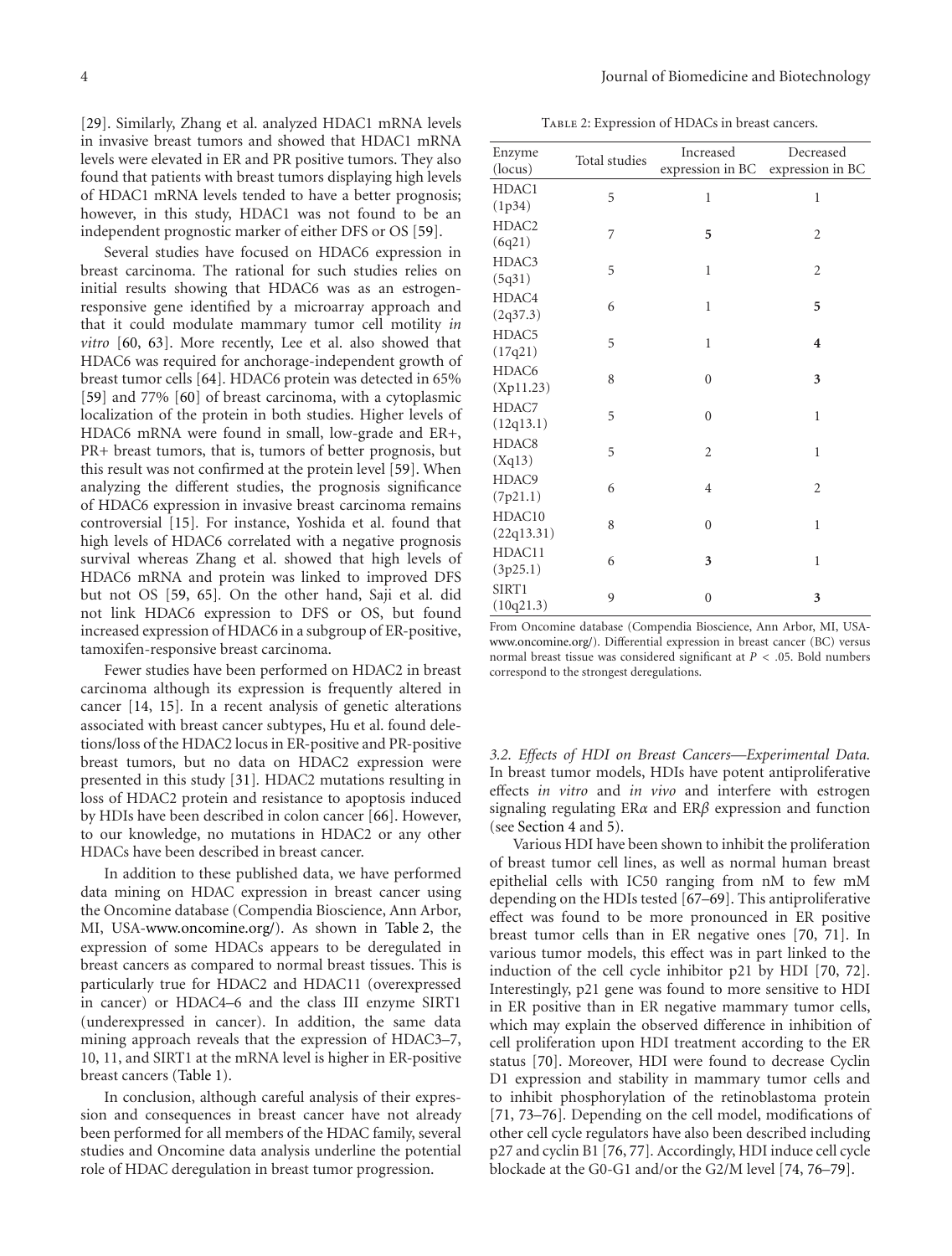[29]. Similarly, Zhang et al. analyzed HDAC1 mRNA levels in invasive breast tumors and showed that HDAC1 mRNA levels were elevated in ER and PR positive tumors. They also found that patients with breast tumors displaying high levels of HDAC1 mRNA levels tended to have a better prognosis; however, in this study, HDAC1 was not found to be an independent prognostic marker of either DFS or OS [59].

Several studies have focused on HDAC6 expression in breast carcinoma. The rational for such studies relies on initial results showing that HDAC6 was as an estrogen-responsive gene identified by a microarray approach and that it could modulate mammary tumor cell motility *in vitro* [60, 63]. More recently, Lee et al. also showed that HDAC6 was required for anchorage-independent growth of breast tumor cells [64]. HDAC6 protein was detected in 65% [59] and 77% [60] of breast carcinoma, with a cytoplasmic localization of the protein in both studies. Higher levels of HDAC6 mRNA were found in small, low-grade and ER+, PR+ breast tumors, that is, tumors of better prognosis, but this result was not confirmed at the protein level [59]. When analyzing the different studies, the prognosis significance of HDAC6 expression in invasive breast carcinoma remains controversial [15]. For instance, Yoshida et al. found that high levels of HDAC6 correlated with a negative prognosis survival whereas Zhang et al. showed that high levels of HDAC6 mRNA and protein was linked to improved DFS but not OS [59, 65]. On the other hand, Saji et al. did not link HDAC6 expression to DFS or OS, but found increased expression of HDAC6 in a subgroup of ER-positive, tamoxifen-responsive breast carcinoma.

Fewer studies have been performed on HDAC2 in breast carcinoma although its expression is frequently altered in cancer [14, 15]. In a recent analysis of genetic alterations associated with breast cancer subtypes, Hu et al. found deletions/loss of the HDAC2 locus in ER-positive and PR-positive breast tumors, but no data on HDAC2 expression were presented in this study [31]. HDAC2 mutations resulting in loss of HDAC2 protein and resistance to apoptosis induced by HDIs have been described in colon cancer [66]. However, to our knowledge, no mutations in HDAC2 or any other HDACs have been described in breast cancer.

In addition to these published data, we have performed data mining on HDAC expression in breast cancer using the Oncomine database (Compendia Bioscience, Ann Arbor, MI, USA-www.oncomine.org/). As shown in Table 2, the expression of some HDACs appears to be deregulated in breast cancers as compared to normal breast tissues. This is particularly true for HDAC2 and HDAC11 (overexpressed in cancer) or HDAC4–6 and the class III enzyme SIRT1 (underexpressed in cancer). In addition, the same data mining approach reveals that the expression of HDAC3–7, 10, 11, and SIRT1 at the mRNA level is higher in ER-positive breast cancers (Table 1).

In conclusion, although careful analysis of their expression and consequences in breast cancer have not already been performed for all members of the HDAC family, several studies and Oncomine data analysis underline the potential role of HDAC deregulation in breast tumor progression.

Table 2: Expression of HDACs in breast cancers.

| Enzyme (locus) | Total studies | Increased expression in BC | Decreased expression in BC |
|---|---|---|---|
| HDAC1 (1p34) | 5 | 1 | 1 |
| HDAC2 (6q21) | 7 | **5** | 2 |
| HDAC3 (5q31) | 5 | 1 | 2 |
| HDAC4 (2q37.3) | 6 | 1 | **5** |
| HDAC5 (17q21) | 5 | 1 | **4** |
| HDAC6 (Xp11.23) | 8 | 0 | **3** |
| HDAC7 (12q13.1) | 5 | 0 | 1 |
| HDAC8 (Xq13) | 5 | 2 | 1 |
| HDAC9 (7p21.1) | 6 | 4 | 2 |
| HDAC10 (22q13.31) | 8 | 0 | 1 |
| HDAC11 (3p25.1) | 6 | **3** | 1 |
| SIRT1 (10q21.3) | 9 | 0 | **3** |

From Oncomine database (Compendia Bioscience, Ann Arbor, MI, USA-www.oncomine.org/). Differential expression in breast cancer (BC) versus normal breast tissue was considered significant at $P < .05$. Bold numbers correspond to the strongest deregulations.

*3.2. Effects of HDI on Breast Cancers—Experimental Data.* In breast tumor models, HDIs have potent antiproliferative effects *in vitro* and *in vivo* and interfere with estrogen signaling regulating ER$\alpha$ and ER$\beta$ expression and function (see Section 4 and 5).

Various HDI have been shown to inhibit the proliferation of breast tumor cell lines, as well as normal human breast epithelial cells with IC50 ranging from nM to few mM depending on the HDIs tested [67–69]. This antiproliferative effect was found to be more pronounced in ER positive breast tumor cells than in ER negative ones [70, 71]. In various tumor models, this effect was in part linked to the induction of the cell cycle inhibitor p21 by HDI [70, 72]. Interestingly, p21 gene was found to more sensitive to HDI in ER positive than in ER negative mammary tumor cells, which may explain the observed difference in inhibition of cell proliferation upon HDI treatment according to the ER status [70]. Moreover, HDI were found to decrease Cyclin D1 expression and stability in mammary tumor cells and to inhibit phosphorylation of the retinoblastoma protein [71, 73–76]. Depending on the cell model, modifications of other cell cycle regulators have also been described including p27 and cyclin B1 [76, 77]. Accordingly, HDI induce cell cycle blockade at the G0-G1 and/or the G2/M level [74, 76–79].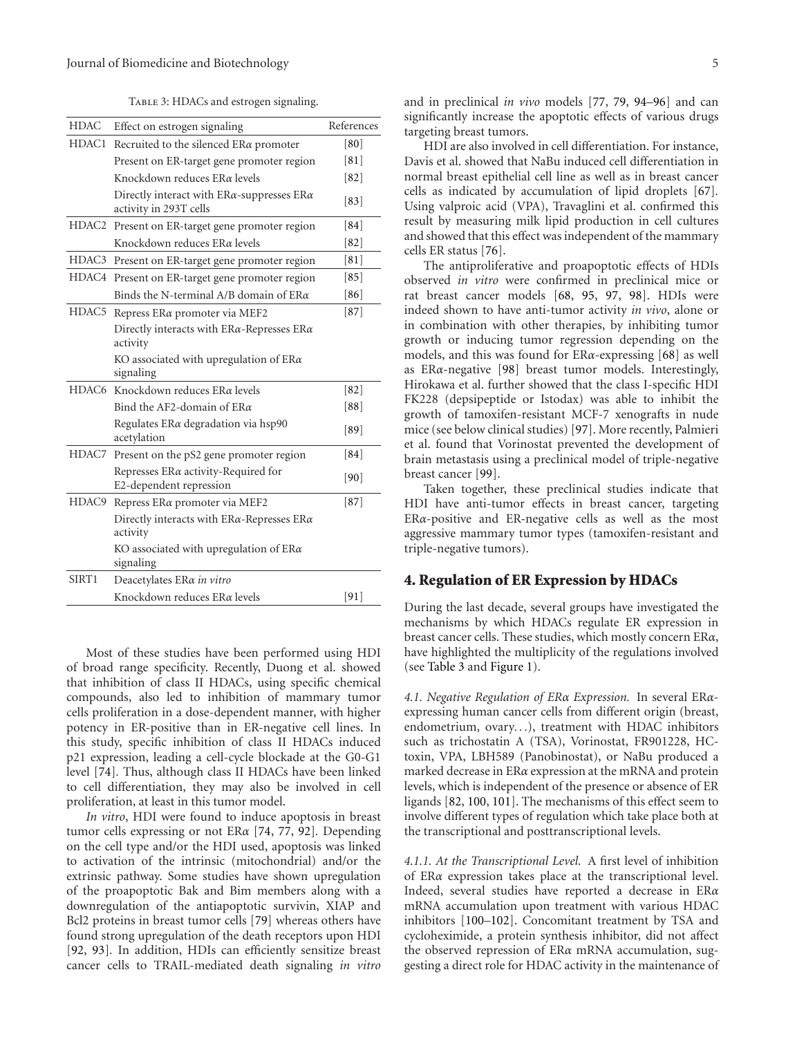Table 3: HDACs and estrogen signaling.

| HDAC | Effect on estrogen signaling | References |
|---|---|---|
| HDAC1 | Recruited to the silenced ERα promoter | [80] |
| | Present on ER-target gene promoter region | [81] |
| | Knockdown reduces ERα levels | [82] |
| | Directly interact with ERα-suppresses ERα activity in 293T cells | [83] |
| HDAC2 | Present on ER-target gene promoter region | [84] |
| | Knockdown reduces ERα levels | [82] |
| HDAC3 | Present on ER-target gene promoter region | [81] |
| HDAC4 | Present on ER-target gene promoter region | [85] |
| | Binds the N-terminal A/B domain of ERα | [86] |
| HDAC5 | Repress ERα promoter via MEF2 | [87] |
| | Directly interacts with ERα-Represses ERα activity | |
| | KO associated with upregulation of ERα signaling | |
| HDAC6 | Knockdown reduces ERα levels | [82] |
| | Bind the AF2-domain of ERα | [88] |
| | Regulates ERα degradation via hsp90 acetylation | [89] |
| HDAC7 | Present on the pS2 gene promoter region | [84] |
| | Represses ERα activity-Required for E2-dependent repression | [90] |
| HDAC9 | Repress ERα promoter via MEF2 | [87] |
| | Directly interacts with ERα-Represses ERα activity | |
| | KO associated with upregulation of ERα signaling | |
| SIRT1 | Deacetylates ERα *in vitro* | |
| | Knockdown reduces ERα levels | [91] |

Most of these studies have been performed using HDI of broad range specificity. Recently, Duong et al. showed that inhibition of class II HDACs, using specific chemical compounds, also led to inhibition of mammary tumor cells proliferation in a dose-dependent manner, with higher potency in ER-positive than in ER-negative cell lines. In this study, specific inhibition of class II HDACs induced p21 expression, leading a cell-cycle blockade at the G0-G1 level [74]. Thus, although class II HDACs have been linked to cell differentiation, they may also be involved in cell proliferation, at least in this tumor model.

*In vitro*, HDI were found to induce apoptosis in breast tumor cells expressing or not ERα [74, 77, 92]. Depending on the cell type and/or the HDI used, apoptosis was linked to activation of the intrinsic (mitochondrial) and/or the extrinsic pathway. Some studies have shown upregulation of the proapoptotic Bak and Bim members along with a downregulation of the antiapoptotic survivin, XIAP and Bcl2 proteins in breast tumor cells [79] whereas others have found strong upregulation of the death receptors upon HDI [92, 93]. In addition, HDIs can efficiently sensitize breast cancer cells to TRAIL-mediated death signaling *in vitro* and in preclinical *in vivo* models [77, 79, 94–96] and can significantly increase the apoptotic effects of various drugs targeting breast tumors.

HDI are also involved in cell differentiation. For instance, Davis et al. showed that NaBu induced cell differentiation in normal breast epithelial cell line as well as in breast cancer cells as indicated by accumulation of lipid droplets [67]. Using valproic acid (VPA), Travaglini et al. confirmed this result by measuring milk lipid production in cell cultures and showed that this effect was independent of the mammary cells ER status [76].

The antiproliferative and proapoptotic effects of HDIs observed *in vitro* were confirmed in preclinical mice or rat breast cancer models [68, 95, 97, 98]. HDIs were indeed shown to have anti-tumor activity *in vivo*, alone or in combination with other therapies, by inhibiting tumor growth or inducing tumor regression depending on the models, and this was found for ERα-expressing [68] as well as ERα-negative [98] breast tumor models. Interestingly, Hirokawa et al. further showed that the class I-specific HDI FK228 (depsipeptide or Istodax) was able to inhibit the growth of tamoxifen-resistant MCF-7 xenografts in nude mice (see below clinical studies) [97]. More recently, Palmieri et al. found that Vorinostat prevented the development of brain metastasis using a preclinical model of triple-negative breast cancer [99].

Taken together, these preclinical studies indicate that HDI have anti-tumor effects in breast cancer, targeting ERα-positive and ER-negative cells as well as the most aggressive mammary tumor types (tamoxifen-resistant and triple-negative tumors).

## 4. Regulation of ER Expression by HDACs

During the last decade, several groups have investigated the mechanisms by which HDACs regulate ER expression in breast cancer cells. These studies, which mostly concern ERα, have highlighted the multiplicity of the regulations involved (see Table 3 and Figure 1).

*4.1. Negative Regulation of ERα Expression.* In several ERα-expressing human cancer cells from different origin (breast, endometrium, ovary...), treatment with HDAC inhibitors such as trichostatin A (TSA), Vorinostat, FR901228, HC-toxin, VPA, LBH589 (Panobinostat), or NaBu produced a marked decrease in ERα expression at the mRNA and protein levels, which is independent of the presence or absence of ER ligands [82, 100, 101]. The mechanisms of this effect seem to involve different types of regulation which take place both at the transcriptional and posttranscriptional levels.

*4.1.1. At the Transcriptional Level.* A first level of inhibition of ERα expression takes place at the transcriptional level. Indeed, several studies have reported a decrease in ERα mRNA accumulation upon treatment with various HDAC inhibitors [100–102]. Concomitant treatment by TSA and cycloheximide, a protein synthesis inhibitor, did not affect the observed repression of ERα mRNA accumulation, suggesting a direct role for HDAC activity in the maintenance of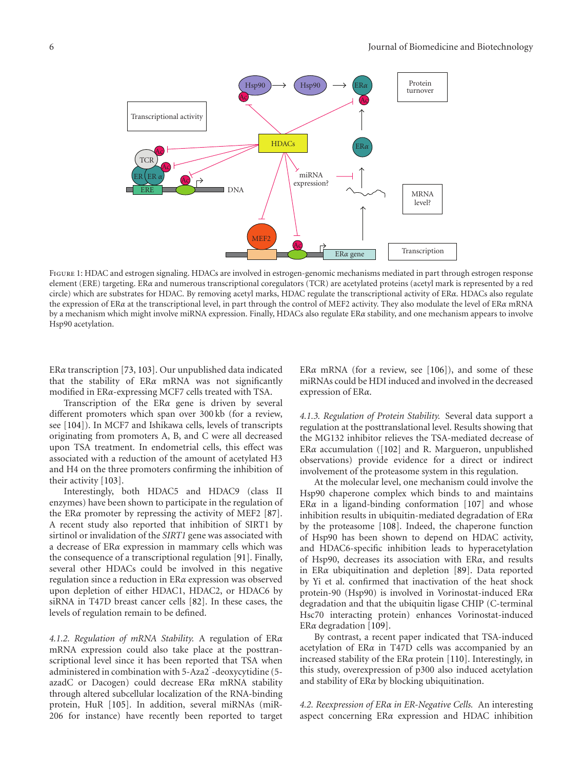Figure 1: HDAC and estrogen signaling. HDACs are involved in estrogen-genomic mechanisms mediated in part through estrogen response element (ERE) targeting. ERα and numerous transcriptional coregulators (TCR) are acetylated proteins (acetyl mark is represented by a red circle) which are substrates for HDAC. By removing acetyl marks, HDAC regulate the transcriptional activity of ERα. HDACs also regulate the expression of ERα at the transcriptional level, in part through the control of MEF2 activity. They also modulate the level of ERα mRNA by a mechanism which might involve miRNA expression. Finally, HDACs also regulate ERα stability, and one mechanism appears to involve Hsp90 acetylation.

ERα transcription [73, 103]. Our unpublished data indicated that the stability of ERα mRNA was not significantly modified in ERα-expressing MCF7 cells treated with TSA.

Transcription of the ERα gene is driven by several different promoters which span over 300 kb (for a review, see [104]). In MCF7 and Ishikawa cells, levels of transcripts originating from promoters A, B, and C were all decreased upon TSA treatment. In endometrial cells, this effect was associated with a reduction of the amount of acetylated H3 and H4 on the three promoters confirming the inhibition of their activity [103].

Interestingly, both HDAC5 and HDAC9 (class II enzymes) have been shown to participate in the regulation of the ERα promoter by repressing the activity of MEF2 [87]. A recent study also reported that inhibition of SIRT1 by sirtinol or invalidation of the *SIRT1* gene was associated with a decrease of ERα expression in mammary cells which was the consequence of a transcriptional regulation [91]. Finally, several other HDACs could be involved in this negative regulation since a reduction in ERα expression was observed upon depletion of either HDAC1, HDAC2, or HDAC6 by siRNA in T47D breast cancer cells [82]. In these cases, the levels of regulation remain to be defined.

*4.1.2. Regulation of mRNA Stability.* A regulation of ERα mRNA expression could also take place at the posttranscriptional level since it has been reported that TSA when administered in combination with 5-Aza2′-deoxycytidine (5-azadC or Dacogen) could decrease ERα mRNA stability through altered subcellular localization of the RNA-binding protein, HuR [105]. In addition, several miRNAs (miR-206 for instance) have recently been reported to target ERα mRNA (for a review, see [106]), and some of these miRNAs could be HDI induced and involved in the decreased expression of ERα.

*4.1.3. Regulation of Protein Stability.* Several data support a regulation at the posttranslational level. Results showing that the MG132 inhibitor relieves the TSA-mediated decrease of ERα accumulation ([102] and R. Margueron, unpublished observations) provide evidence for a direct or indirect involvement of the proteasome system in this regulation.

At the molecular level, one mechanism could involve the Hsp90 chaperone complex which binds to and maintains ERα in a ligand-binding conformation [107] and whose inhibition results in ubiquitin-mediated degradation of ERα by the proteasome [108]. Indeed, the chaperone function of Hsp90 has been shown to depend on HDAC activity, and HDAC6-specific inhibition leads to hyperacetylation of Hsp90, decreases its association with ERα, and results in ERα ubiquitination and depletion [89]. Data reported by Yi et al. confirmed that inactivation of the heat shock protein-90 (Hsp90) is involved in Vorinostat-induced ERα degradation and that the ubiquitin ligase CHIP (C-terminal Hsc70 interacting protein) enhances Vorinostat-induced ERα degradation [109].

By contrast, a recent paper indicated that TSA-induced acetylation of ERα in T47D cells was accompanied by an increased stability of the ERα protein [110]. Interestingly, in this study, overexpression of p300 also induced acetylation and stability of ERα by blocking ubiquitination.

*4.2. Reexpression of ERα in ER-Negative Cells.* An interesting aspect concerning ERα expression and HDAC inhibition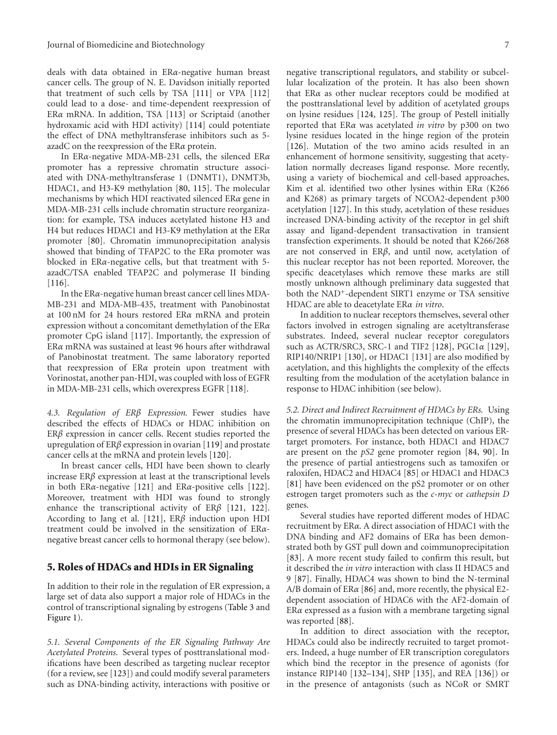deals with data obtained in ERα-negative human breast cancer cells. The group of N. E. Davidson initially reported that treatment of such cells by TSA [111] or VPA [112] could lead to a dose- and time-dependent reexpression of ERα mRNA. In addition, TSA [113] or Scriptaid (another hydroxamic acid with HDI activity) [114] could potentiate the effect of DNA methyltransferase inhibitors such as 5-azadC on the reexpression of the ERα protein.

In ERα-negative MDA-MB-231 cells, the silenced ERα promoter has a repressive chromatin structure associated with DNA-methyltransferase 1 (DNMT1), DNMT3b, HDAC1, and H3-K9 methylation [80, 115]. The molecular mechanisms by which HDI reactivated silenced ERα gene in MDA-MB-231 cells include chromatin structure reorganization: for example, TSA induces acetylated histone H3 and H4 but reduces HDAC1 and H3-K9 methylation at the ERα promoter [80]. Chromatin immunoprecipitation analysis showed that binding of TFAP2C to the ERα promoter was blocked in ERα-negative cells, but that treatment with 5-azadC/TSA enabled TFAP2C and polymerase II binding [116].

In the ERα-negative human breast cancer cell lines MDA-MB-231 and MDA-MB-435, treatment with Panobinostat at 100 nM for 24 hours restored ERα mRNA and protein expression without a concomitant demethylation of the ERα promoter CpG island [117]. Importantly, the expression of ERα mRNA was sustained at least 96 hours after withdrawal of Panobinostat treatment. The same laboratory reported that reexpression of ERα protein upon treatment with Vorinostat, another pan-HDI, was coupled with loss of EGFR in MDA-MB-231 cells, which overexpress EGFR [118].

*4.3. Regulation of ERβ Expression.* Fewer studies have described the effects of HDACs or HDAC inhibition on ERβ expression in cancer cells. Recent studies reported the upregulation of ERβ expression in ovarian [119] and prostate cancer cells at the mRNA and protein levels [120].

In breast cancer cells, HDI have been shown to clearly increase ERβ expression at least at the transcriptional levels in both ERα-negative [121] and ERα-positive cells [122]. Moreover, treatment with HDI was found to strongly enhance the transcriptional activity of ERβ [121, 122]. According to Jang et al. [121], ERβ induction upon HDI treatment could be involved in the sensitization of ERα-negative breast cancer cells to hormonal therapy (see below).

## 5. Roles of HDACs and HDIs in ER Signaling

In addition to their role in the regulation of ER expression, a large set of data also support a major role of HDACs in the control of transcriptional signaling by estrogens (Table 3 and Figure 1).

*5.1. Several Components of the ER Signaling Pathway Are Acetylated Proteins.* Several types of posttranslational modifications have been described as targeting nuclear receptor (for a review, see [123]) and could modify several parameters such as DNA-binding activity, interactions with positive or negative transcriptional regulators, and stability or subcellular localization of the protein. It has also been shown that ERα as other nuclear receptors could be modified at the posttranslational level by addition of acetylated groups on lysine residues [124, 125]. The group of Pestell initially reported that ERα was acetylated *in vitro* by p300 on two lysine residues located in the hinge region of the protein [126]. Mutation of the two amino acids resulted in an enhancement of hormone sensitivity, suggesting that acetylation normally decreases ligand response. More recently, using a variety of biochemical and cell-based approaches, Kim et al. identified two other lysines within ERα (K266 and K268) as primary targets of NCOA2-dependent p300 acetylation [127]. In this study, acetylation of these residues increased DNA-binding activity of the receptor in gel shift assay and ligand-dependent transactivation in transient transfection experiments. It should be noted that K266/268 are not conserved in ERβ, and until now, acetylation of this nuclear receptor has not been reported. Moreover, the specific deacetylases which remove these marks are still mostly unknown although preliminary data suggested that both the $NAD^+$-dependent SIRT1 enzyme or TSA sensitive HDAC are able to deacetylate ERα *in vitro*.

In addition to nuclear receptors themselves, several other factors involved in estrogen signaling are acetyltransferase substrates. Indeed, several nuclear receptor coregulators such as ACTR/SRC3, SRC-1 and TIF2 [128], PGC1α [129], RIP140/NRIP1 [130], or HDAC1 [131] are also modified by acetylation, and this highlights the complexity of the effects resulting from the modulation of the acetylation balance in response to HDAC inhibition (see below).

*5.2. Direct and Indirect Recruitment of HDACs by ERs.* Using the chromatin immunoprecipitation technique (ChIP), the presence of several HDACs has been detected on various ER-target promoters. For instance, both HDAC1 and HDAC7 are present on the *pS2* gene promoter region [84, 90]. In the presence of partial antiestrogens such as tamoxifen or raloxifen, HDAC2 and HDAC4 [85] or HDAC1 and HDAC3 [81] have been evidenced on the pS2 promoter or on other estrogen target promoters such as the *c-myc* or *cathepsin D* genes.

Several studies have reported different modes of HDAC recruitment by ERα. A direct association of HDAC1 with the DNA binding and AF2 domains of ERα has been demonstrated both by GST pull down and coimmunoprecipitation [83]. A more recent study failed to confirm this result, but it described the *in vitro* interaction with class II HDAC5 and 9 [87]. Finally, HDAC4 was shown to bind the N-terminal A/B domain of ERα [86] and, more recently, the physical E2-dependent association of HDAC6 with the AF2-domain of ERα expressed as a fusion with a membrane targeting signal was reported [88].

In addition to direct association with the receptor, HDACs could also be indirectly recruited to target promoters. Indeed, a huge number of ER transcription coregulators which bind the receptor in the presence of agonists (for instance RIP140 [132–134], SHP [135], and REA [136]) or in the presence of antagonists (such as NCoR or SMRT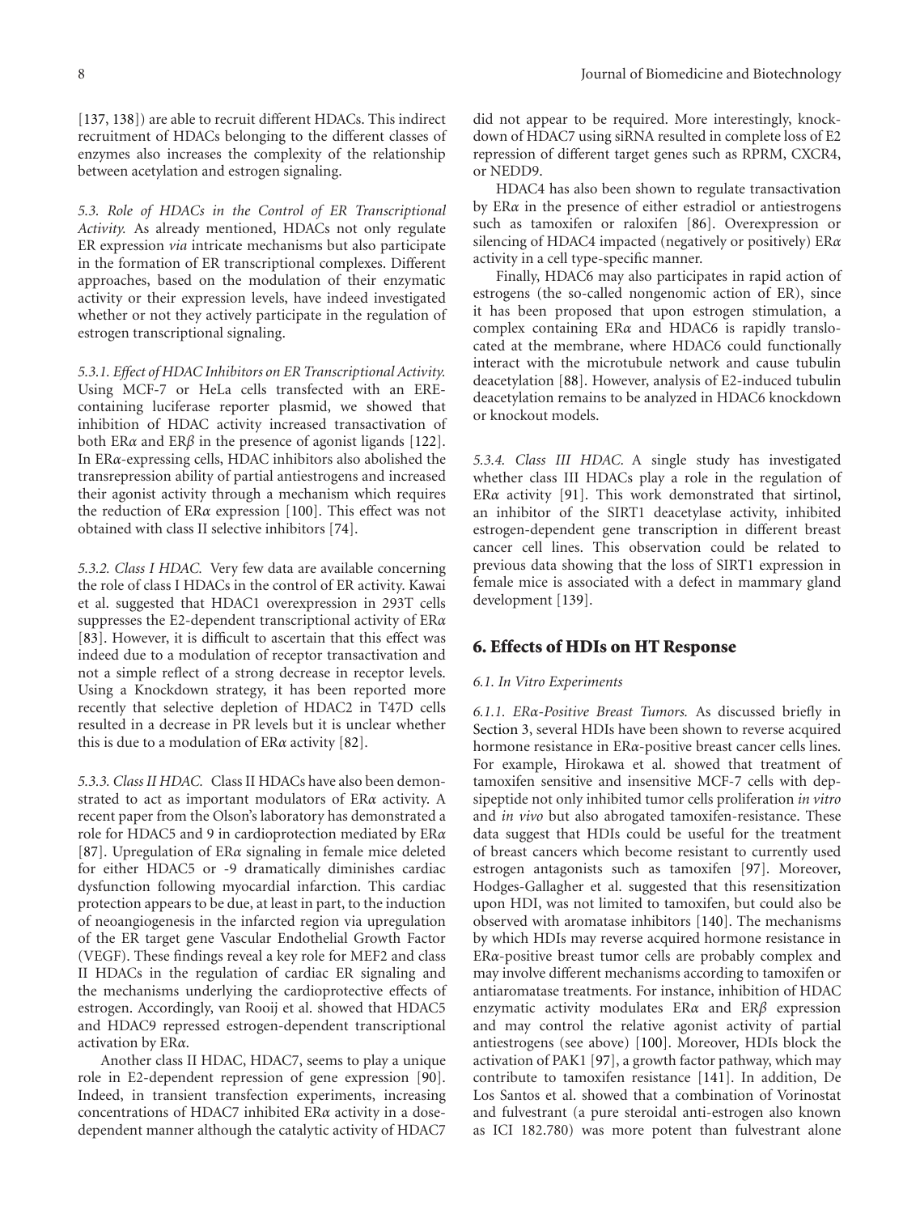[137, 138]) are able to recruit different HDACs. This indirect recruitment of HDACs belonging to the different classes of enzymes also increases the complexity of the relationship between acetylation and estrogen signaling.

*5.3. Role of HDACs in the Control of ER Transcriptional Activity.* As already mentioned, HDACs not only regulate ER expression *via* intricate mechanisms but also participate in the formation of ER transcriptional complexes. Different approaches, based on the modulation of their enzymatic activity or their expression levels, have indeed investigated whether or not they actively participate in the regulation of estrogen transcriptional signaling.

*5.3.1. Effect of HDAC Inhibitors on ER Transcriptional Activity.* Using MCF-7 or HeLa cells transfected with an ERE-containing luciferase reporter plasmid, we showed that inhibition of HDAC activity increased transactivation of both ER$\alpha$ and ER$\beta$ in the presence of agonist ligands [122]. In ER$\alpha$-expressing cells, HDAC inhibitors also abolished the transrepression ability of partial antiestrogens and increased their agonist activity through a mechanism which requires the reduction of ER$\alpha$ expression [100]. This effect was not obtained with class II selective inhibitors [74].

*5.3.2. Class I HDAC.* Very few data are available concerning the role of class I HDACs in the control of ER activity. Kawai et al. suggested that HDAC1 overexpression in 293T cells suppresses the E2-dependent transcriptional activity of ER$\alpha$ [83]. However, it is difficult to ascertain that this effect was indeed due to a modulation of receptor transactivation and not a simple reflect of a strong decrease in receptor levels. Using a Knockdown strategy, it has been reported more recently that selective depletion of HDAC2 in T47D cells resulted in a decrease in PR levels but it is unclear whether this is due to a modulation of ER$\alpha$ activity [82].

*5.3.3. Class II HDAC.* Class II HDACs have also been demonstrated to act as important modulators of ER$\alpha$ activity. A recent paper from the Olson's laboratory has demonstrated a role for HDAC5 and 9 in cardioprotection mediated by ER$\alpha$ [87]. Upregulation of ER$\alpha$ signaling in female mice deleted for either HDAC5 or -9 dramatically diminishes cardiac dysfunction following myocardial infarction. This cardiac protection appears to be due, at least in part, to the induction of neoangiogenesis in the infarcted region via upregulation of the ER target gene Vascular Endothelial Growth Factor (VEGF). These findings reveal a key role for MEF2 and class II HDACs in the regulation of cardiac ER signaling and the mechanisms underlying the cardioprotective effects of estrogen. Accordingly, van Rooij et al. showed that HDAC5 and HDAC9 repressed estrogen-dependent transcriptional activation by ER$\alpha$.

Another class II HDAC, HDAC7, seems to play a unique role in E2-dependent repression of gene expression [90]. Indeed, in transient transfection experiments, increasing concentrations of HDAC7 inhibited ER$\alpha$ activity in a dose-dependent manner although the catalytic activity of HDAC7 did not appear to be required. More interestingly, knockdown of HDAC7 using siRNA resulted in complete loss of E2 repression of different target genes such as RPRM, CXCR4, or NEDD9.

HDAC4 has also been shown to regulate transactivation by ER$\alpha$ in the presence of either estradiol or antiestrogens such as tamoxifen or raloxifen [86]. Overexpression or silencing of HDAC4 impacted (negatively or positively) ER$\alpha$ activity in a cell type-specific manner.

Finally, HDAC6 may also participates in rapid action of estrogens (the so-called nongenomic action of ER), since it has been proposed that upon estrogen stimulation, a complex containing ER$\alpha$ and HDAC6 is rapidly translocated at the membrane, where HDAC6 could functionally interact with the microtubule network and cause tubulin deacetylation [88]. However, analysis of E2-induced tubulin deacetylation remains to be analyzed in HDAC6 knockdown or knockout models.

*5.3.4. Class III HDAC.* A single study has investigated whether class III HDACs play a role in the regulation of ER$\alpha$ activity [91]. This work demonstrated that sirtinol, an inhibitor of the SIRT1 deacetylase activity, inhibited estrogen-dependent gene transcription in different breast cancer cell lines. This observation could be related to previous data showing that the loss of SIRT1 expression in female mice is associated with a defect in mammary gland development [139].

## 6. Effects of HDIs on HT Response

*6.1. In Vitro Experiments*

*6.1.1. ER$\alpha$-Positive Breast Tumors.* As discussed briefly in Section 3, several HDIs have been shown to reverse acquired hormone resistance in ER$\alpha$-positive breast cancer cells lines. For example, Hirokawa et al. showed that treatment of tamoxifen sensitive and insensitive MCF-7 cells with depsipeptide not only inhibited tumor cells proliferation *in vitro* and *in vivo* but also abrogated tamoxifen-resistance. These data suggest that HDIs could be useful for the treatment of breast cancers which become resistant to currently used estrogen antagonists such as tamoxifen [97]. Moreover, Hodges-Gallagher et al. suggested that this resensitization upon HDI, was not limited to tamoxifen, but could also be observed with aromatase inhibitors [140]. The mechanisms by which HDIs may reverse acquired hormone resistance in ER$\alpha$-positive breast tumor cells are probably complex and may involve different mechanisms according to tamoxifen or antiaromatase treatments. For instance, inhibition of HDAC enzymatic activity modulates ER$\alpha$ and ER$\beta$ expression and may control the relative agonist activity of partial antiestrogens (see above) [100]. Moreover, HDIs block the activation of PAK1 [97], a growth factor pathway, which may contribute to tamoxifen resistance [141]. In addition, De Los Santos et al. showed that a combination of Vorinostat and fulvestrant (a pure steroidal anti-estrogen also known as ICI 182.780) was more potent than fulvestrant alone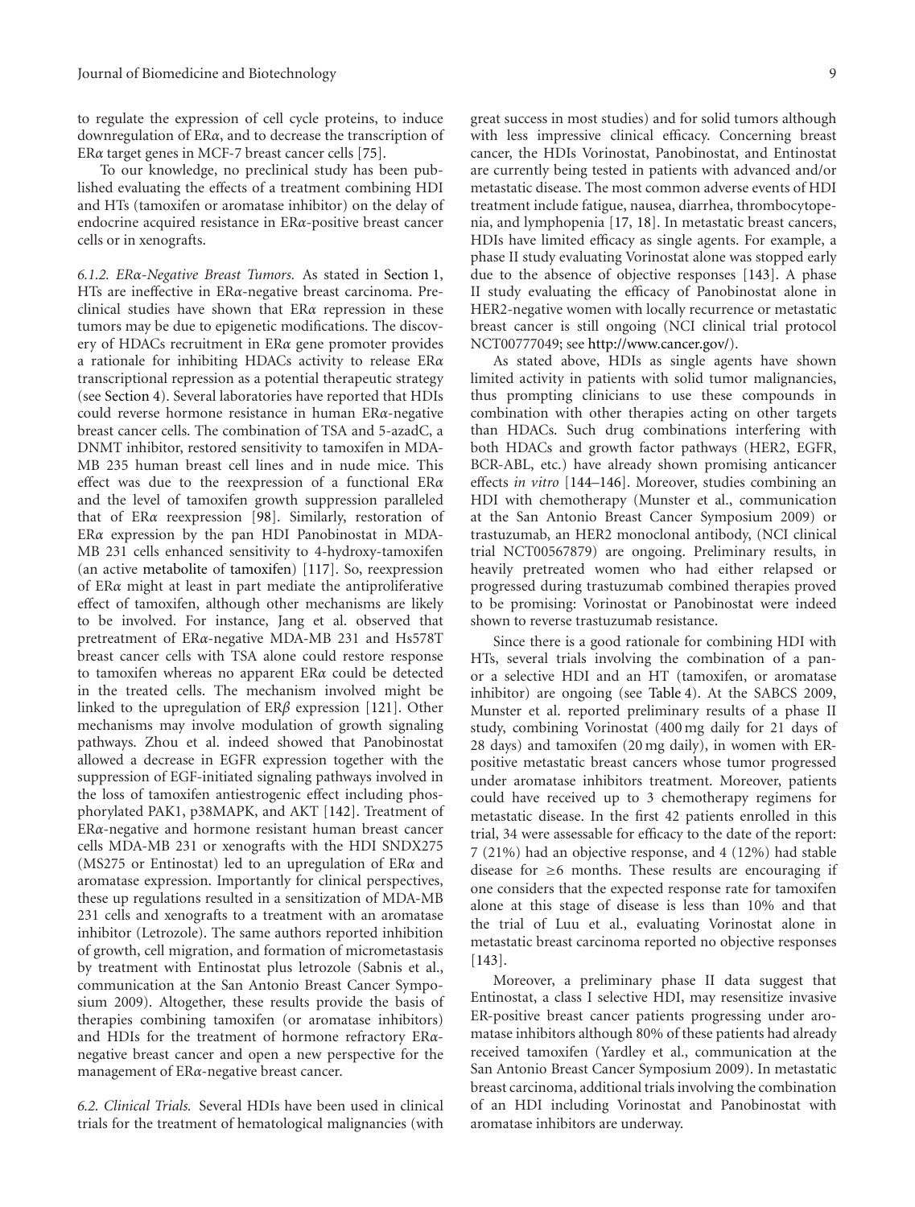to regulate the expression of cell cycle proteins, to induce downregulation of ERα, and to decrease the transcription of ERα target genes in MCF-7 breast cancer cells [75].

To our knowledge, no preclinical study has been published evaluating the effects of a treatment combining HDI and HTs (tamoxifen or aromatase inhibitor) on the delay of endocrine acquired resistance in ERα-positive breast cancer cells or in xenografts.

*6.1.2. ERα-Negative Breast Tumors.* As stated in Section 1, HTs are ineffective in ERα-negative breast carcinoma. Preclinical studies have shown that ERα repression in these tumors may be due to epigenetic modifications. The discovery of HDACs recruitment in ERα gene promoter provides a rationale for inhibiting HDACs activity to release ERα transcriptional repression as a potential therapeutic strategy (see Section 4). Several laboratories have reported that HDIs could reverse hormone resistance in human ERα-negative breast cancer cells. The combination of TSA and 5-azadC, a DNMT inhibitor, restored sensitivity to tamoxifen in MDA-MB 235 human breast cell lines and in nude mice. This effect was due to the reexpression of a functional ERα and the level of tamoxifen growth suppression paralleled that of ERα reexpression [98]. Similarly, restoration of ERα expression by the pan HDI Panobinostat in MDA-MB 231 cells enhanced sensitivity to 4-hydroxy-tamoxifen (an active metabolite of tamoxifen) [117]. So, reexpression of ERα might at least in part mediate the antiproliferative effect of tamoxifen, although other mechanisms are likely to be involved. For instance, Jang et al. observed that pretreatment of ERα-negative MDA-MB 231 and Hs578T breast cancer cells with TSA alone could restore response to tamoxifen whereas no apparent ERα could be detected in the treated cells. The mechanism involved might be linked to the upregulation of ERβ expression [121]. Other mechanisms may involve modulation of growth signaling pathways. Zhou et al. indeed showed that Panobinostat allowed a decrease in EGFR expression together with the suppression of EGF-initiated signaling pathways involved in the loss of tamoxifen antiestrogenic effect including phosphorylated PAK1, p38MAPK, and AKT [142]. Treatment of ERα-negative and hormone resistant human breast cancer cells MDA-MB 231 or xenografts with the HDI SNDX275 (MS275 or Entinostat) led to an upregulation of ERα and aromatase expression. Importantly for clinical perspectives, these up regulations resulted in a sensitization of MDA-MB 231 cells and xenografts to a treatment with an aromatase inhibitor (Letrozole). The same authors reported inhibition of growth, cell migration, and formation of micrometastasis by treatment with Entinostat plus letrozole (Sabnis et al., communication at the San Antonio Breast Cancer Symposium 2009). Altogether, these results provide the basis of therapies combining tamoxifen (or aromatase inhibitors) and HDIs for the treatment of hormone refractory ERα-negative breast cancer and open a new perspective for the management of ERα-negative breast cancer.

*6.2. Clinical Trials.* Several HDIs have been used in clinical trials for the treatment of hematological malignancies (with great success in most studies) and for solid tumors although with less impressive clinical efficacy. Concerning breast cancer, the HDIs Vorinostat, Panobinostat, and Entinostat are currently being tested in patients with advanced and/or metastatic disease. The most common adverse events of HDI treatment include fatigue, nausea, diarrhea, thrombocytopenia, and lymphopenia [17, 18]. In metastatic breast cancers, HDIs have limited efficacy as single agents. For example, a phase II study evaluating Vorinostat alone was stopped early due to the absence of objective responses [143]. A phase II study evaluating the efficacy of Panobinostat alone in HER2-negative women with locally recurrence or metastatic breast cancer is still ongoing (NCI clinical trial protocol NCT00777049; see http://www.cancer.gov/).

As stated above, HDIs as single agents have shown limited activity in patients with solid tumor malignancies, thus prompting clinicians to use these compounds in combination with other therapies acting on other targets than HDACs. Such drug combinations interfering with both HDACs and growth factor pathways (HER2, EGFR, BCR-ABL, etc.) have already shown promising anticancer effects *in vitro* [144–146]. Moreover, studies combining an HDI with chemotherapy (Munster et al., communication at the San Antonio Breast Cancer Symposium 2009) or trastuzumab, an HER2 monoclonal antibody, (NCI clinical trial NCT00567879) are ongoing. Preliminary results, in heavily pretreated women who had either relapsed or progressed during trastuzumab combined therapies proved to be promising: Vorinostat or Panobinostat were indeed shown to reverse trastuzumab resistance.

Since there is a good rationale for combining HDI with HTs, several trials involving the combination of a pan- or a selective HDI and an HT (tamoxifen, or aromatase inhibitor) are ongoing (see Table 4). At the SABCS 2009, Munster et al. reported preliminary results of a phase II study, combining Vorinostat (400 mg daily for 21 days of 28 days) and tamoxifen (20 mg daily), in women with ER-positive metastatic breast cancers whose tumor progressed under aromatase inhibitors treatment. Moreover, patients could have received up to 3 chemotherapy regimens for metastatic disease. In the first 42 patients enrolled in this trial, 34 were assessable for efficacy to the date of the report: 7 (21%) had an objective response, and 4 (12%) had stable disease for ≥6 months. These results are encouraging if one considers that the expected response rate for tamoxifen alone at this stage of disease is less than 10% and that the trial of Luu et al., evaluating Vorinostat alone in metastatic breast carcinoma reported no objective responses [143].

Moreover, a preliminary phase II data suggest that Entinostat, a class I selective HDI, may resensitize invasive ER-positive breast cancer patients progressing under aromatase inhibitors although 80% of these patients had already received tamoxifen (Yardley et al., communication at the San Antonio Breast Cancer Symposium 2009). In metastatic breast carcinoma, additional trials involving the combination of an HDI including Vorinostat and Panobinostat with aromatase inhibitors are underway.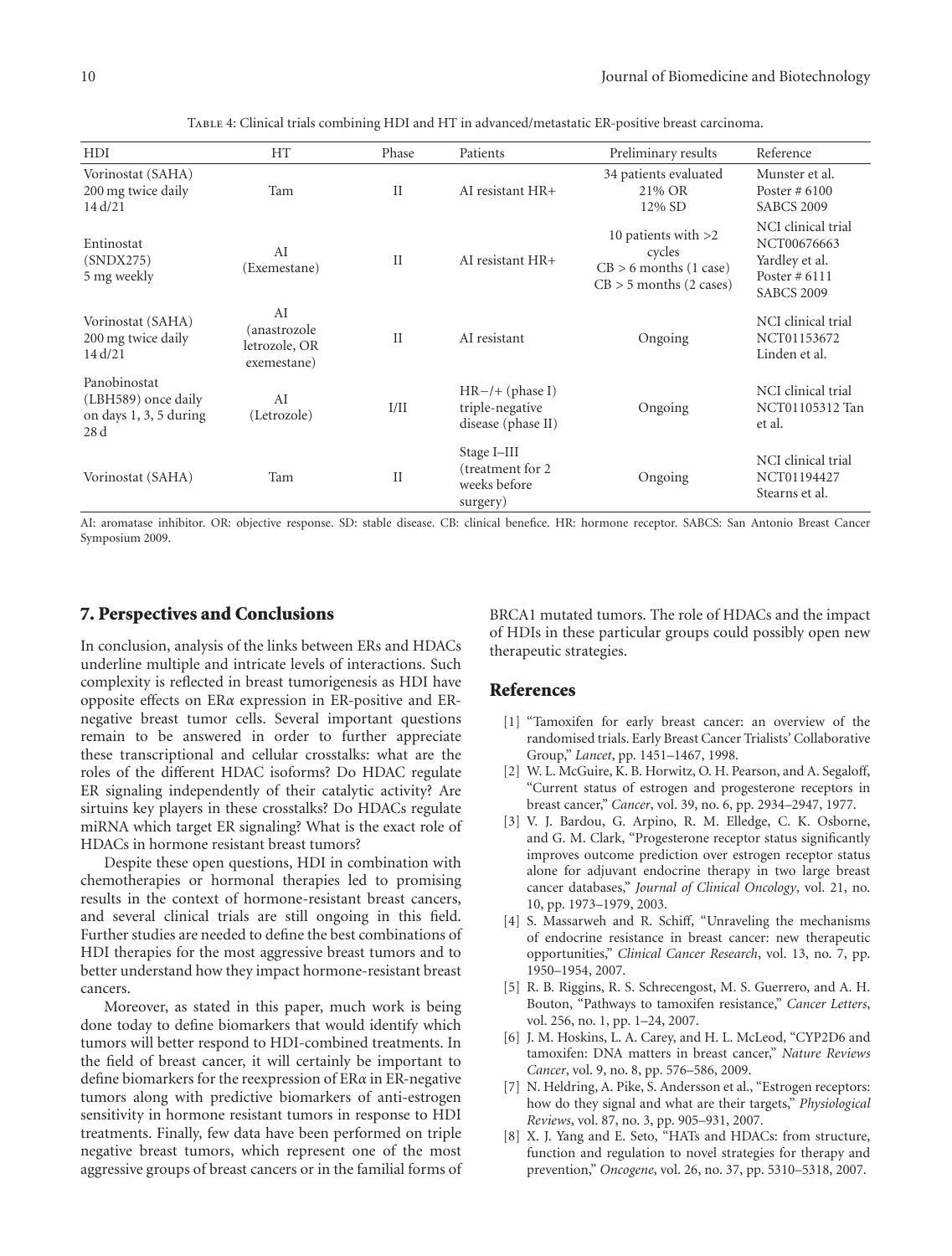Table 4: Clinical trials combining HDI and HT in advanced/metastatic ER-positive breast carcinoma.

| HDI | HT | Phase | Patients | Preliminary results | Reference |
|---|---|---|---|---|---|
| Vorinostat (SAHA) 200 mg twice daily 14 d/21 | Tam | II | AI resistant HR+ | 34 patients evaluated 21% OR 12% SD | Munster et al. Poster # 6100 SABCS 2009 |
| Entinostat (SNDX275) 5 mg weekly | AI (Exemestane) | II | AI resistant HR+ | 10 patients with >2 cycles CB > 6 months (1 case) CB > 5 months (2 cases) | NCI clinical trial NCT00676663 Yardley et al. Poster # 6111 SABCS 2009 |
| Vorinostat (SAHA) 200 mg twice daily 14 d/21 | AI (anastrozole letrozole, OR exemestane) | II | AI resistant | Ongoing | NCI clinical trial NCT01153672 Linden et al. |
| Panobinostat (LBH589) once daily on days 1, 3, 5 during 28 d | AI (Letrozole) | I/II | HR−/+ (phase I) triple-negative disease (phase II) | Ongoing | NCI clinical trial NCT01105312 Tan et al. |
| Vorinostat (SAHA) | Tam | II | Stage I–III (treatment for 2 weeks before surgery) | Ongoing | NCI clinical trial NCT01194427 Stearns et al. |

AI: aromatase inhibitor. OR: objective response. SD: stable disease. CB: clinical benefice. HR: hormone receptor. SABCS: San Antonio Breast Cancer Symposium 2009.

## 7. Perspectives and Conclusions

In conclusion, analysis of the links between ERs and HDACs underline multiple and intricate levels of interactions. Such complexity is reflected in breast tumorigenesis as HDI have opposite effects on ER$\alpha$ expression in ER-positive and ER-negative breast tumor cells. Several important questions remain to be answered in order to further appreciate these transcriptional and cellular crosstalks: what are the roles of the different HDAC isoforms? Do HDAC regulate ER signaling independently of their catalytic activity? Are sirtuins key players in these crosstalks? Do HDACs regulate miRNA which target ER signaling? What is the exact role of HDACs in hormone resistant breast tumors?

Despite these open questions, HDI in combination with chemotherapies or hormonal therapies led to promising results in the context of hormone-resistant breast cancers, and several clinical trials are still ongoing in this field. Further studies are needed to define the best combinations of HDI therapies for the most aggressive breast tumors and to better understand how they impact hormone-resistant breast cancers.

Moreover, as stated in this paper, much work is being done today to define biomarkers that would identify which tumors will better respond to HDI-combined treatments. In the field of breast cancer, it will certainly be important to define biomarkers for the reexpression of ER$\alpha$ in ER-negative tumors along with predictive biomarkers of anti-estrogen sensitivity in hormone resistant tumors in response to HDI treatments. Finally, few data have been performed on triple negative breast tumors, which represent one of the most aggressive groups of breast cancers or in the familial forms of BRCA1 mutated tumors. The role of HDACs and the impact of HDIs in these particular groups could possibly open new therapeutic strategies.

## References

[1] "Tamoxifen for early breast cancer: an overview of the randomised trials. Early Breast Cancer Trialists' Collaborative Group," *Lancet*, pp. 1451–1467, 1998.

[2] W. L. McGuire, K. B. Horwitz, O. H. Pearson, and A. Segaloff, "Current status of estrogen and progesterone receptors in breast cancer," *Cancer*, vol. 39, no. 6, pp. 2934–2947, 1977.

[3] V. J. Bardou, G. Arpino, R. M. Elledge, C. K. Osborne, and G. M. Clark, "Progesterone receptor status significantly improves outcome prediction over estrogen receptor status alone for adjuvant endocrine therapy in two large breast cancer databases," *Journal of Clinical Oncology*, vol. 21, no. 10, pp. 1973–1979, 2003.

[4] S. Massarweh and R. Schiff, "Unraveling the mechanisms of endocrine resistance in breast cancer: new therapeutic opportunities," *Clinical Cancer Research*, vol. 13, no. 7, pp. 1950–1954, 2007.

[5] R. B. Riggins, R. S. Schrecengost, M. S. Guerrero, and A. H. Bouton, "Pathways to tamoxifen resistance," *Cancer Letters*, vol. 256, no. 1, pp. 1–24, 2007.

[6] J. M. Hoskins, L. A. Carey, and H. L. McLeod, "CYP2D6 and tamoxifen: DNA matters in breast cancer," *Nature Reviews Cancer*, vol. 9, no. 8, pp. 576–586, 2009.

[7] N. Heldring, A. Pike, S. Andersson et al., "Estrogen receptors: how do they signal and what are their targets," *Physiological Reviews*, vol. 87, no. 3, pp. 905–931, 2007.

[8] X. J. Yang and E. Seto, "HATs and HDACs: from structure, function and regulation to novel strategies for therapy and prevention," *Oncogene*, vol. 26, no. 37, pp. 5310–5318, 2007.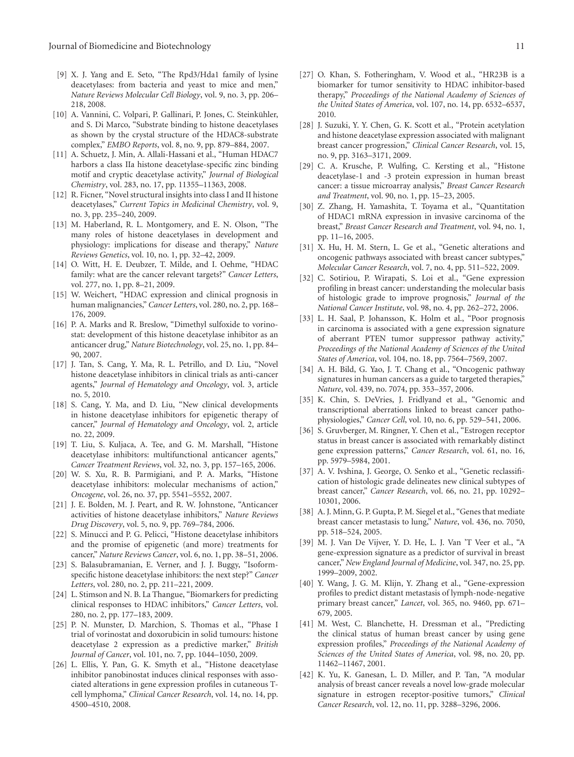[9] X. J. Yang and E. Seto, "The Rpd3/Hda1 family of lysine deacetylases: from bacteria and yeast to mice and men," *Nature Reviews Molecular Cell Biology*, vol. 9, no. 3, pp. 206–218, 2008.

[10] A. Vannini, C. Volpari, P. Gallinari, P. Jones, C. Steinkühler, and S. Di Marco, "Substrate binding to histone deacetylases as shown by the crystal structure of the HDAC8-substrate complex," *EMBO Reports*, vol. 8, no. 9, pp. 879–884, 2007.

[11] A. Schuetz, J. Min, A. Allali-Hassani et al., "Human HDAC7 harbors a class IIa histone deacetylase-specific zinc binding motif and cryptic deacetylase activity," *Journal of Biological Chemistry*, vol. 283, no. 17, pp. 11355–11363, 2008.

[12] R. Ficner, "Novel structural insights into class I and II histone deacetylases," *Current Topics in Medicinal Chemistry*, vol. 9, no. 3, pp. 235–240, 2009.

[13] M. Haberland, R. L. Montgomery, and E. N. Olson, "The many roles of histone deacetylases in development and physiology: implications for disease and therapy," *Nature Reviews Genetics*, vol. 10, no. 1, pp. 32–42, 2009.

[14] O. Witt, H. E. Deubzer, T. Milde, and I. Oehme, "HDAC family: what are the cancer relevant targets?" *Cancer Letters*, vol. 277, no. 1, pp. 8–21, 2009.

[15] W. Weichert, "HDAC expression and clinical prognosis in human malignancies," *Cancer Letters*, vol. 280, no. 2, pp. 168–176, 2009.

[16] P. A. Marks and R. Breslow, "Dimethyl sulfoxide to vorinostat: development of this histone deacetylase inhibitor as an anticancer drug," *Nature Biotechnology*, vol. 25, no. 1, pp. 84–90, 2007.

[17] J. Tan, S. Cang, Y. Ma, R. L. Petrillo, and D. Liu, "Novel histone deacetylase inhibitors in clinical trials as anti-cancer agents," *Journal of Hematology and Oncology*, vol. 3, article no. 5, 2010.

[18] S. Cang, Y. Ma, and D. Liu, "New clinical developments in histone deacetylase inhibitors for epigenetic therapy of cancer," *Journal of Hematology and Oncology*, vol. 2, article no. 22, 2009.

[19] T. Liu, S. Kuljaca, A. Tee, and G. M. Marshall, "Histone deacetylase inhibitors: multifunctional anticancer agents," *Cancer Treatment Reviews*, vol. 32, no. 3, pp. 157–165, 2006.

[20] W. S. Xu, R. B. Parmigiani, and P. A. Marks, "Histone deacetylase inhibitors: molecular mechanisms of action," *Oncogene*, vol. 26, no. 37, pp. 5541–5552, 2007.

[21] J. E. Bolden, M. J. Peart, and R. W. Johnstone, "Anticancer activities of histone deacetylase inhibitors," *Nature Reviews Drug Discovery*, vol. 5, no. 9, pp. 769–784, 2006.

[22] S. Minucci and P. G. Pelicci, "Histone deacetylase inhibitors and the promise of epigenetic (and more) treatments for cancer," *Nature Reviews Cancer*, vol. 6, no. 1, pp. 38–51, 2006.

[23] S. Balasubramanian, E. Verner, and J. J. Buggy, "Isoform-specific histone deacetylase inhibitors: the next step?" *Cancer Letters*, vol. 280, no. 2, pp. 211–221, 2009.

[24] L. Stimson and N. B. La Thangue, "Biomarkers for predicting clinical responses to HDAC inhibitors," *Cancer Letters*, vol. 280, no. 2, pp. 177–183, 2009.

[25] P. N. Munster, D. Marchion, S. Thomas et al., "Phase I trial of vorinostat and doxorubicin in solid tumours: histone deacetylase 2 expression as a predictive marker," *British Journal of Cancer*, vol. 101, no. 7, pp. 1044–1050, 2009.

[26] L. Ellis, Y. Pan, G. K. Smyth et al., "Histone deacetylase inhibitor panobinostat induces clinical responses with associated alterations in gene expression profiles in cutaneous T-cell lymphoma," *Clinical Cancer Research*, vol. 14, no. 14, pp. 4500–4510, 2008.

[27] O. Khan, S. Fotheringham, V. Wood et al., "HR23B is a biomarker for tumor sensitivity to HDAC inhibitor-based therapy," *Proceedings of the National Academy of Sciences of the United States of America*, vol. 107, no. 14, pp. 6532–6537, 2010.

[28] J. Suzuki, Y. Y. Chen, G. K. Scott et al., "Protein acetylation and histone deacetylase expression associated with malignant breast cancer progression," *Clinical Cancer Research*, vol. 15, no. 9, pp. 3163–3171, 2009.

[29] C. A. Krusche, P. Wulfing, C. Kersting et al., "Histone deacetylase-1 and -3 protein expression in human breast cancer: a tissue microarray analysis," *Breast Cancer Research and Treatment*, vol. 90, no. 1, pp. 15–23, 2005.

[30] Z. Zhang, H. Yamashita, T. Toyama et al., "Quantitation of HDAC1 mRNA expression in invasive carcinoma of the breast," *Breast Cancer Research and Treatment*, vol. 94, no. 1, pp. 11–16, 2005.

[31] X. Hu, H. M. Stern, L. Ge et al., "Genetic alterations and oncogenic pathways associated with breast cancer subtypes," *Molecular Cancer Research*, vol. 7, no. 4, pp. 511–522, 2009.

[32] C. Sotiriou, P. Wirapati, S. Loi et al., "Gene expression profiling in breast cancer: understanding the molecular basis of histologic grade to improve prognosis," *Journal of the National Cancer Institute*, vol. 98, no. 4, pp. 262–272, 2006.

[33] L. H. Saal, P. Johansson, K. Holm et al., "Poor prognosis in carcinoma is associated with a gene expression signature of aberrant PTEN tumor suppressor pathway activity," *Proceedings of the National Academy of Sciences of the United States of America*, vol. 104, no. 18, pp. 7564–7569, 2007.

[34] A. H. Bild, G. Yao, J. T. Chang et al., "Oncogenic pathway signatures in human cancers as a guide to targeted therapies," *Nature*, vol. 439, no. 7074, pp. 353–357, 2006.

[35] K. Chin, S. DeVries, J. Fridlyand et al., "Genomic and transcriptional aberrations linked to breast cancer pathophysiologies," *Cancer Cell*, vol. 10, no. 6, pp. 529–541, 2006.

[36] S. Gruvberger, M. Ringner, Y. Chen et al., "Estrogen receptor status in breast cancer is associated with remarkably distinct gene expression patterns," *Cancer Research*, vol. 61, no. 16, pp. 5979–5984, 2001.

[37] A. V. Ivshina, J. George, O. Senko et al., "Genetic reclassification of histologic grade delineates new clinical subtypes of breast cancer," *Cancer Research*, vol. 66, no. 21, pp. 10292–10301, 2006.

[38] A. J. Minn, G. P. Gupta, P. M. Siegel et al., "Genes that mediate breast cancer metastasis to lung," *Nature*, vol. 436, no. 7050, pp. 518–524, 2005.

[39] M. J. Van De Vijver, Y. D. He, L. J. Van 'T Veer et al., "A gene-expression signature as a predictor of survival in breast cancer," *New England Journal of Medicine*, vol. 347, no. 25, pp. 1999–2009, 2002.

[40] Y. Wang, J. G. M. Klijn, Y. Zhang et al., "Gene-expression profiles to predict distant metastasis of lymph-node-negative primary breast cancer," *Lancet*, vol. 365, no. 9460, pp. 671–679, 2005.

[41] M. West, C. Blanchette, H. Dressman et al., "Predicting the clinical status of human breast cancer by using gene expression profiles," *Proceedings of the National Academy of Sciences of the United States of America*, vol. 98, no. 20, pp. 11462–11467, 2001.

[42] K. Yu, K. Ganesan, L. D. Miller, and P. Tan, "A modular analysis of breast cancer reveals a novel low-grade molecular signature in estrogen receptor-positive tumors," *Clinical Cancer Research*, vol. 12, no. 11, pp. 3288–3296, 2006.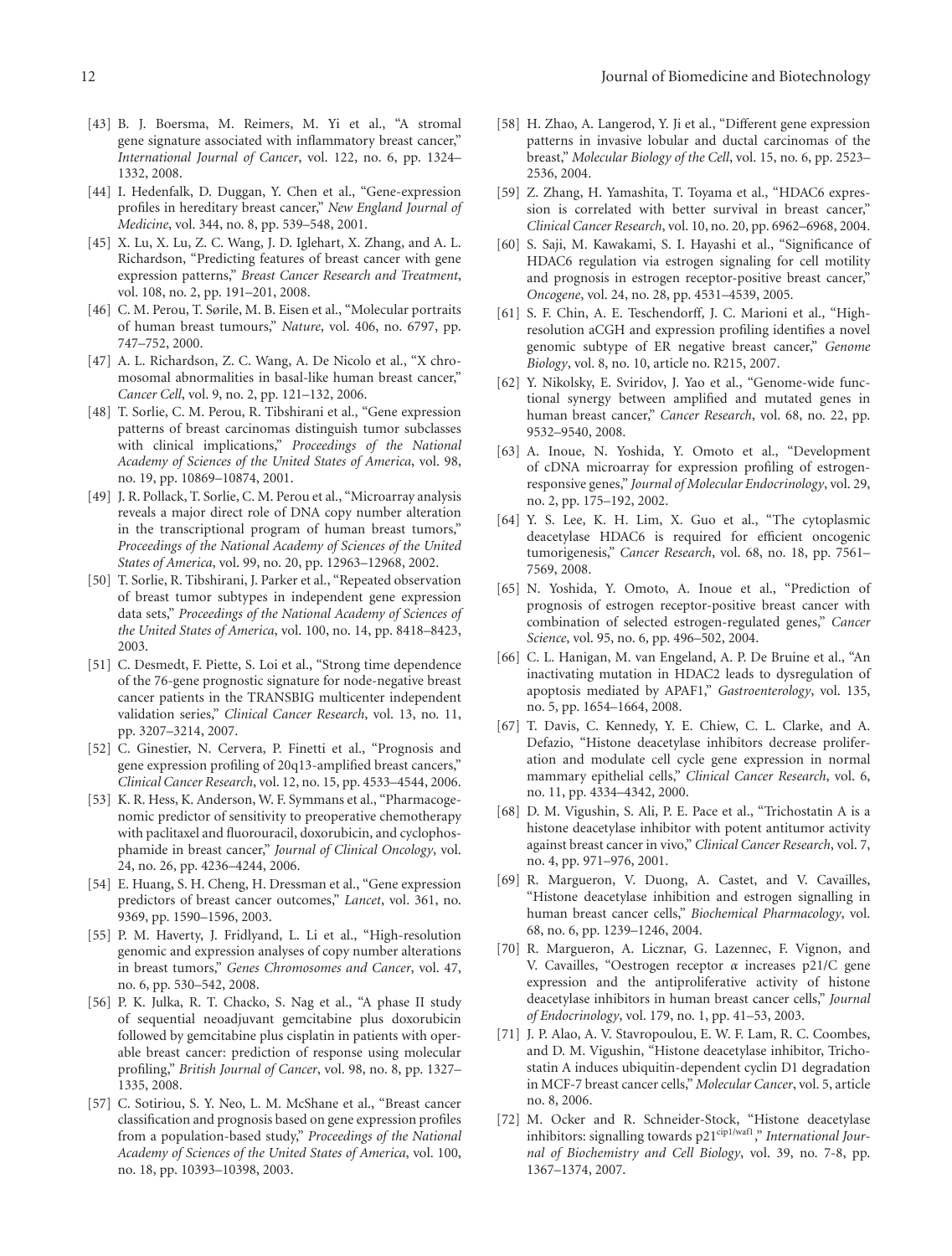[43] B. J. Boersma, M. Reimers, M. Yi et al., "A stromal gene signature associated with inflammatory breast cancer," *International Journal of Cancer*, vol. 122, no. 6, pp. 1324–1332, 2008.

[44] I. Hedenfalk, D. Duggan, Y. Chen et al., "Gene-expression profiles in hereditary breast cancer," *New England Journal of Medicine*, vol. 344, no. 8, pp. 539–548, 2001.

[45] X. Lu, X. Lu, Z. C. Wang, J. D. Iglehart, X. Zhang, and A. L. Richardson, "Predicting features of breast cancer with gene expression patterns," *Breast Cancer Research and Treatment*, vol. 108, no. 2, pp. 191–201, 2008.

[46] C. M. Perou, T. Sørile, M. B. Eisen et al., "Molecular portraits of human breast tumours," *Nature*, vol. 406, no. 6797, pp. 747–752, 2000.

[47] A. L. Richardson, Z. C. Wang, A. De Nicolo et al., "X chromosomal abnormalities in basal-like human breast cancer," *Cancer Cell*, vol. 9, no. 2, pp. 121–132, 2006.

[48] T. Sorlie, C. M. Perou, R. Tibshirani et al., "Gene expression patterns of breast carcinomas distinguish tumor subclasses with clinical implications," *Proceedings of the National Academy of Sciences of the United States of America*, vol. 98, no. 19, pp. 10869–10874, 2001.

[49] J. R. Pollack, T. Sorlie, C. M. Perou et al., "Microarray analysis reveals a major direct role of DNA copy number alteration in the transcriptional program of human breast tumors," *Proceedings of the National Academy of Sciences of the United States of America*, vol. 99, no. 20, pp. 12963–12968, 2002.

[50] T. Sorlie, R. Tibshirani, J. Parker et al., "Repeated observation of breast tumor subtypes in independent gene expression data sets," *Proceedings of the National Academy of Sciences of the United States of America*, vol. 100, no. 14, pp. 8418–8423, 2003.

[51] C. Desmedt, F. Piette, S. Loi et al., "Strong time dependence of the 76-gene prognostic signature for node-negative breast cancer patients in the TRANSBIG multicenter independent validation series," *Clinical Cancer Research*, vol. 13, no. 11, pp. 3207–3214, 2007.

[52] C. Ginestier, N. Cervera, P. Finetti et al., "Prognosis and gene expression profiling of 20q13-amplified breast cancers," *Clinical Cancer Research*, vol. 12, no. 15, pp. 4533–4544, 2006.

[53] K. R. Hess, K. Anderson, W. F. Symmans et al., "Pharmacogenomic predictor of sensitivity to preoperative chemotherapy with paclitaxel and fluorouracil, doxorubicin, and cyclophosphamide in breast cancer," *Journal of Clinical Oncology*, vol. 24, no. 26, pp. 4236–4244, 2006.

[54] E. Huang, S. H. Cheng, H. Dressman et al., "Gene expression predictors of breast cancer outcomes," *Lancet*, vol. 361, no. 9369, pp. 1590–1596, 2003.

[55] P. M. Haverty, J. Fridlyand, L. Li et al., "High-resolution genomic and expression analyses of copy number alterations in breast tumors," *Genes Chromosomes and Cancer*, vol. 47, no. 6, pp. 530–542, 2008.

[56] P. K. Julka, R. T. Chacko, S. Nag et al., "A phase II study of sequential neoadjuvant gemcitabine plus doxorubicin followed by gemcitabine plus cisplatin in patients with operable breast cancer: prediction of response using molecular profiling," *British Journal of Cancer*, vol. 98, no. 8, pp. 1327–1335, 2008.

[57] C. Sotiriou, S. Y. Neo, L. M. McShane et al., "Breast cancer classification and prognosis based on gene expression profiles from a population-based study," *Proceedings of the National Academy of Sciences of the United States of America*, vol. 100, no. 18, pp. 10393–10398, 2003.

[58] H. Zhao, A. Langerod, Y. Ji et al., "Different gene expression patterns in invasive lobular and ductal carcinomas of the breast," *Molecular Biology of the Cell*, vol. 15, no. 6, pp. 2523–2536, 2004.

[59] Z. Zhang, H. Yamashita, T. Toyama et al., "HDAC6 expression is correlated with better survival in breast cancer," *Clinical Cancer Research*, vol. 10, no. 20, pp. 6962–6968, 2004.

[60] S. Saji, M. Kawakami, S. I. Hayashi et al., "Significance of HDAC6 regulation via estrogen signaling for cell motility and prognosis in estrogen receptor-positive breast cancer," *Oncogene*, vol. 24, no. 28, pp. 4531–4539, 2005.

[61] S. F. Chin, A. E. Teschendorff, J. C. Marioni et al., "High-resolution aCGH and expression profiling identifies a novel genomic subtype of ER negative breast cancer," *Genome Biology*, vol. 8, no. 10, article no. R215, 2007.

[62] Y. Nikolsky, E. Sviridov, J. Yao et al., "Genome-wide functional synergy between amplified and mutated genes in human breast cancer," *Cancer Research*, vol. 68, no. 22, pp. 9532–9540, 2008.

[63] A. Inoue, N. Yoshida, Y. Omoto et al., "Development of cDNA microarray for expression profiling of estrogen-responsive genes," *Journal of Molecular Endocrinology*, vol. 29, no. 2, pp. 175–192, 2002.

[64] Y. S. Lee, K. H. Lim, X. Guo et al., "The cytoplasmic deacetylase HDAC6 is required for efficient oncogenic tumorigenesis," *Cancer Research*, vol. 68, no. 18, pp. 7561–7569, 2008.

[65] N. Yoshida, Y. Omoto, A. Inoue et al., "Prediction of prognosis of estrogen receptor-positive breast cancer with combination of selected estrogen-regulated genes," *Cancer Science*, vol. 95, no. 6, pp. 496–502, 2004.

[66] C. L. Hanigan, M. van Engeland, A. P. De Bruine et al., "An inactivating mutation in HDAC2 leads to dysregulation of apoptosis mediated by APAF1," *Gastroenterology*, vol. 135, no. 5, pp. 1654–1664, 2008.

[67] T. Davis, C. Kennedy, Y. E. Chiew, C. L. Clarke, and A. Defazio, "Histone deacetylase inhibitors decrease proliferation and modulate cell cycle gene expression in normal mammary epithelial cells," *Clinical Cancer Research*, vol. 6, no. 11, pp. 4334–4342, 2000.

[68] D. M. Vigushin, S. Ali, P. E. Pace et al., "Trichostatin A is a histone deacetylase inhibitor with potent antitumor activity against breast cancer in vivo," *Clinical Cancer Research*, vol. 7, no. 4, pp. 971–976, 2001.

[69] R. Margueron, V. Duong, A. Castet, and V. Cavailles, "Histone deacetylase inhibition and estrogen signalling in human breast cancer cells," *Biochemical Pharmacology*, vol. 68, no. 6, pp. 1239–1246, 2004.

[70] R. Margueron, A. Licznar, G. Lazennec, F. Vignon, and V. Cavailles, "Oestrogen receptor $\alpha$ increases p21/C gene expression and the antiproliferative activity of histone deacetylase inhibitors in human breast cancer cells," *Journal of Endocrinology*, vol. 179, no. 1, pp. 41–53, 2003.

[71] J. P. Alao, A. V. Stavropoulou, E. W. F. Lam, R. C. Coombes, and D. M. Vigushin, "Histone deacetylase inhibitor, Trichostatin A induces ubiquitin-dependent cyclin D1 degradation in MCF-7 breast cancer cells," *Molecular Cancer*, vol. 5, article no. 8, 2006.

[72] M. Ocker and R. Schneider-Stock, "Histone deacetylase inhibitors: signalling towards p21$^{cip1/waf1}$," *International Journal of Biochemistry and Cell Biology*, vol. 39, no. 7-8, pp. 1367–1374, 2007.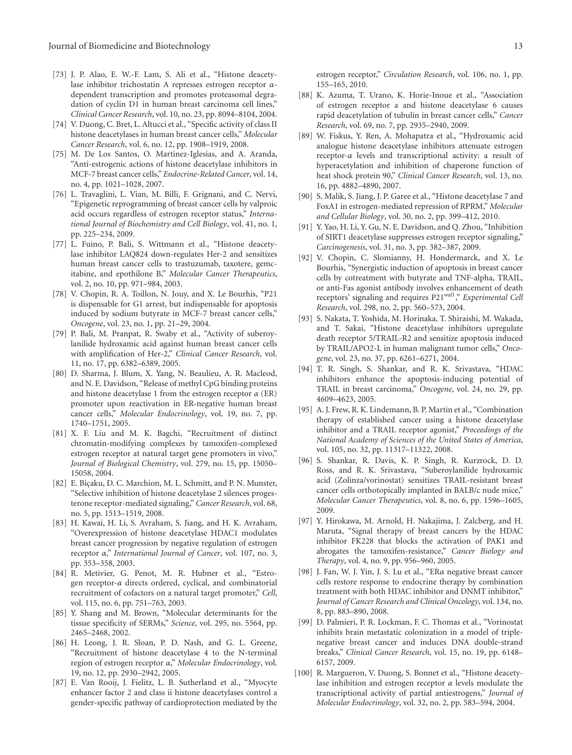[73] J. P. Alao, E. W.-F. Lam, S. Ali et al., "Histone deacetylase inhibitor trichostatin A represses estrogen receptor $\alpha$-dependent transcription and promotes proteasomal degradation of cyclin D1 in human breast carcinoma cell lines," *Clinical Cancer Research*, vol. 10, no. 23, pp. 8094–8104, 2004.

[74] V. Duong, C. Bret, L. Altucci et al., "Specific activity of class II histone deacetylases in human breast cancer cells," *Molecular Cancer Research*, vol. 6, no. 12, pp. 1908–1919, 2008.

[75] M. De Los Santos, O. Martinez-Iglesias, and A. Aranda, "Anti-estrogenic actions of histone deacetylase inhibitors in MCF-7 breast cancer cells," *Endocrine-Related Cancer*, vol. 14, no. 4, pp. 1021–1028, 2007.

[76] L. Travaglini, L. Vian, M. Billi, F. Grignani, and C. Nervi, "Epigenetic reprogramming of breast cancer cells by valproic acid occurs regardless of estrogen receptor status," *International Journal of Biochemistry and Cell Biology*, vol. 41, no. 1, pp. 225–234, 2009.

[77] L. Fuino, P. Bali, S. Wittmann et al., "Histone deacetylase inhibitor LAQ824 down-regulates Her-2 and sensitizes human breast cancer cells to trastuzumab, taxotere, gemcitabine, and epothilone B," *Molecular Cancer Therapeutics*, vol. 2, no. 10, pp. 971–984, 2003.

[78] V. Chopin, R. A. Toillon, N. Jouy, and X. Le Bourhis, "P21 is dispensable for G1 arrest, but indispensable for apoptosis induced by sodium butyrate in MCF-7 breast cancer cells," *Oncogene*, vol. 23, no. 1, pp. 21–29, 2004.

[79] P. Bali, M. Pranpat, R. Swaby et al., "Activity of suberoylanilide hydroxamic acid against human breast cancer cells with amplification of Her-2," *Clinical Cancer Research*, vol. 11, no. 17, pp. 6382–6389, 2005.

[80] D. Sharma, J. Blum, X. Yang, N. Beaulieu, A. R. Macleod, and N. E. Davidson, "Release of methyl CpG binding proteins and histone deacetylase 1 from the estrogen receptor $\alpha$ (ER) promoter upon reactivation in ER-negative human breast cancer cells," *Molecular Endocrinology*, vol. 19, no. 7, pp. 1740–1751, 2005.

[81] X. F. Liu and M. K. Bagchi, "Recruitment of distinct chromatin-modifying complexes by tamoxifen-complexed estrogen receptor at natural target gene promoters in vivo," *Journal of Biological Chemistry*, vol. 279, no. 15, pp. 15050–15058, 2004.

[82] E. Biçaku, D. C. Marchion, M. L. Schmitt, and P. N. Munster, "Selective inhibition of histone deacetylase 2 silences progesterone receptor-mediated signaling," *Cancer Research*, vol. 68, no. 5, pp. 1513–1519, 2008.

[83] H. Kawai, H. Li, S. Avraham, S. Jiang, and H. K. Avraham, "Overexpression of histone deacetylase HDAC1 modulates breast cancer progression by negative regulation of estrogen receptor $\alpha$," *International Journal of Cancer*, vol. 107, no. 3, pp. 353–358, 2003.

[84] R. Metivier, G. Penot, M. R. Hubner et al., "Estrogen receptor-$\alpha$ directs ordered, cyclical, and combinatorial recruitment of cofactors on a natural target promoter," *Cell*, vol. 115, no. 6, pp. 751–763, 2003.

[85] Y. Shang and M. Brown, "Molecular determinants for the tissue specificity of SERMs," *Science*, vol. 295, no. 5564, pp. 2465–2468, 2002.

[86] H. Leong, J. R. Sloan, P. D. Nash, and G. L. Greene, "Recruitment of histone deacetylase 4 to the N-terminal region of estrogen receptor $\alpha$," *Molecular Endocrinology*, vol. 19, no. 12, pp. 2930–2942, 2005.

[87] E. Van Rooij, J. Fielitz, L. B. Sutherland et al., "Myocyte enhancer factor 2 and class ii histone deacetylases control a gender-specific pathway of cardioprotection mediated by the estrogen receptor," *Circulation Research*, vol. 106, no. 1, pp. 155–165, 2010.

[88] K. Azuma, T. Urano, K. Horie-Inoue et al., "Association of estrogen receptor a and histone deacetylase 6 causes rapid deacetylation of tubulin in breast cancer cells," *Cancer Research*, vol. 69, no. 7, pp. 2935–2940, 2009.

[89] W. Fiskus, Y. Ren, A. Mohapatra et al., "Hydroxamic acid analogue histone deacetylase inhibitors attenuate estrogen receptor-$\alpha$ levels and transcriptional activity: a result of hyperacetylation and inhibition of chaperone function of heat shock protein 90," *Clinical Cancer Research*, vol. 13, no. 16, pp. 4882–4890, 2007.

[90] S. Malik, S. Jiang, J. P. Garee et al., "Histone deacetylase 7 and FoxA1 in estrogen-mediated repression of RPRM," *Molecular and Cellular Biology*, vol. 30, no. 2, pp. 399–412, 2010.

[91] Y. Yao, H. Li, Y. Gu, N. E. Davidson, and Q. Zhou, "Inhibition of SIRT1 deacetylase suppresses estrogen receptor signaling," *Carcinogenesis*, vol. 31, no. 3, pp. 382–387, 2009.

[92] V. Chopin, C. Slomianny, H. Hondermarck, and X. Le Bourhis, "Synergistic induction of apoptosis in breast cancer cells by cotreatment with butyrate and TNF-alpha, TRAIL, or anti-Fas agonist antibody involves enhancement of death receptors' signaling and requires P21$^{waf1}$," *Experimental Cell Research*, vol. 298, no. 2, pp. 560–573, 2004.

[93] S. Nakata, T. Yoshida, M. Horinaka, T. Shiraishi, M. Wakada, and T. Sakai, "Histone deacetylase inhibitors upregulate death receptor 5/TRAIL-R2 and sensitize apoptosis induced by TRAIL/APO2-L in human malignant tumor cells," *Oncogene*, vol. 23, no. 37, pp. 6261–6271, 2004.

[94] T. R. Singh, S. Shankar, and R. K. Srivastava, "HDAC inhibitors enhance the apoptosis-inducing potential of TRAIL in breast carcinoma," *Oncogene*, vol. 24, no. 29, pp. 4609–4623, 2005.

[95] A. J. Frew, R. K. Lindemann, B. P. Martin et al., "Combination therapy of established cancer using a histone deacetylase inhibitor and a TRAIL receptor agonist," *Proceedings of the National Academy of Sciences of the United States of America*, vol. 105, no. 32, pp. 11317–11322, 2008.

[96] S. Shankar, R. Davis, K. P. Singh, R. Kurzrock, D. D. Ross, and R. K. Srivastava, "Suberoylanilide hydroxamic acid (Zolinza/vorinostat) sensitizes TRAIL-resistant breast cancer cells orthotopically implanted in BALB/c nude mice," *Molecular Cancer Therapeutics*, vol. 8, no. 6, pp. 1596–1605, 2009.

[97] Y. Hirokawa, M. Arnold, H. Nakajima, J. Zalcberg, and H. Maruta, "Signal therapy of breast cancers by the HDAC inhibitor FK228 that blocks the activation of PAK1 and abrogates the tamoxifen-resistance," *Cancer Biology and Therapy*, vol. 4, no. 9, pp. 956–960, 2005.

[98] J. Fan, W. J. Yin, J. S. Lu et al., "ER$\alpha$ negative breast cancer cells restore response to endocrine therapy by combination treatment with both HDAC inhibitor and DNMT inhibitor," *Journal of Cancer Research and Clinical Oncology*, vol. 134, no. 8, pp. 883–890, 2008.

[99] D. Palmieri, P. R. Lockman, F. C. Thomas et al., "Vorinostat inhibits brain metastatic colonization in a model of triple-negative breast cancer and induces DNA double-strand breaks," *Clinical Cancer Research*, vol. 15, no. 19, pp. 6148–6157, 2009.

[100] R. Margueron, V. Duong, S. Bonnet et al., "Histone deacetylase inhibition and estrogen receptor $\alpha$ levels modulate the transcriptional activity of partial antiestrogens," *Journal of Molecular Endocrinology*, vol. 32, no. 2, pp. 583–594, 2004.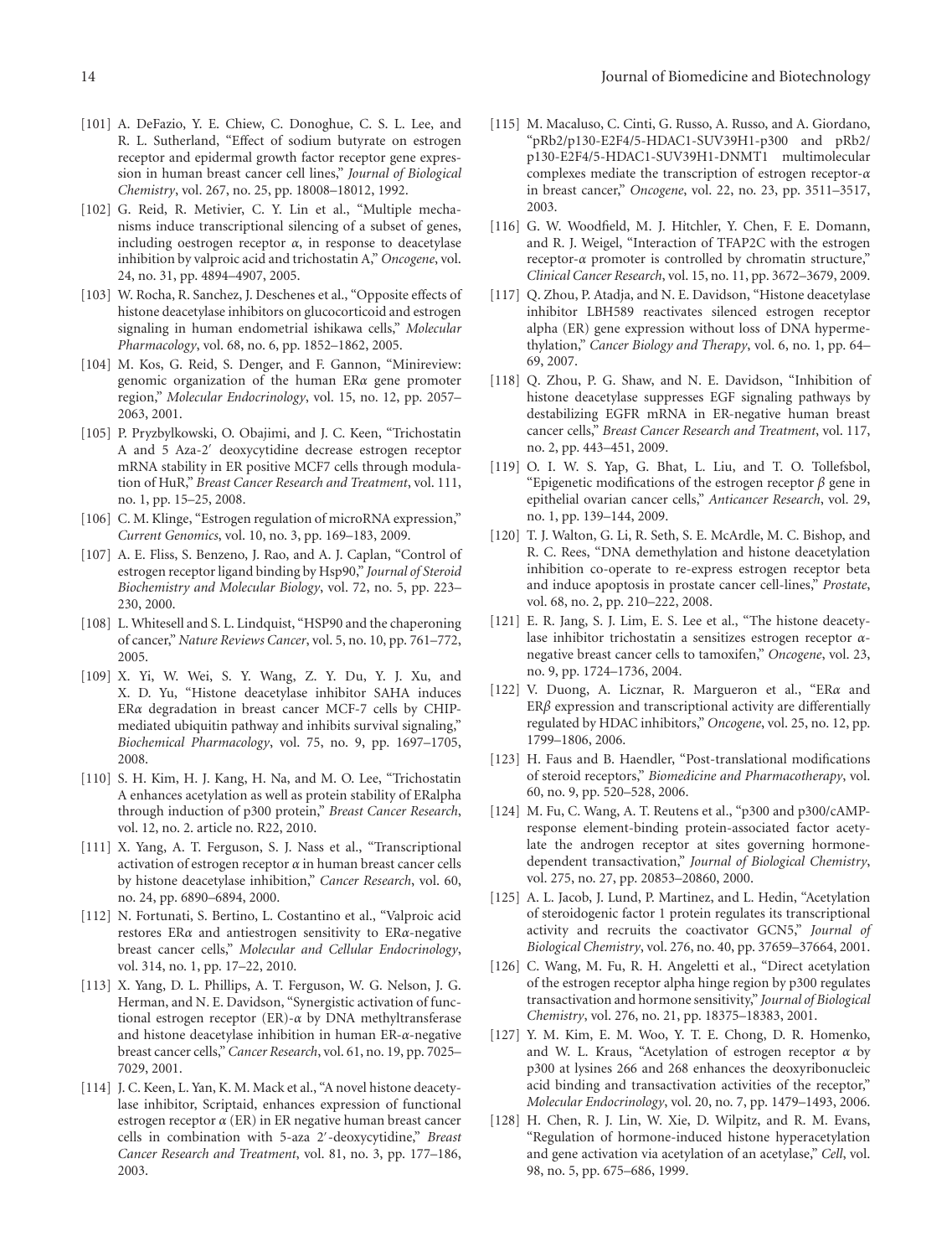[101] A. DeFazio, Y. E. Chiew, C. Donoghue, C. S. L. Lee, and R. L. Sutherland, "Effect of sodium butyrate on estrogen receptor and epidermal growth factor receptor gene expression in human breast cancer cell lines," *Journal of Biological Chemistry*, vol. 267, no. 25, pp. 18008–18012, 1992.

[102] G. Reid, R. Metivier, C. Y. Lin et al., "Multiple mechanisms induce transcriptional silencing of a subset of genes, including oestrogen receptor $\alpha$, in response to deacetylase inhibition by valproic acid and trichostatin A," *Oncogene*, vol. 24, no. 31, pp. 4894–4907, 2005.

[103] W. Rocha, R. Sanchez, J. Deschenes et al., "Opposite effects of histone deacetylase inhibitors on glucocorticoid and estrogen signaling in human endometrial ishikawa cells," *Molecular Pharmacology*, vol. 68, no. 6, pp. 1852–1862, 2005.

[104] M. Kos, G. Reid, S. Denger, and F. Gannon, "Minireview: genomic organization of the human ER$\alpha$ gene promoter region," *Molecular Endocrinology*, vol. 15, no. 12, pp. 2057–2063, 2001.

[105] P. Pryzbylkowski, O. Obajimi, and J. C. Keen, "Trichostatin A and 5 Aza-2′ deoxycytidine decrease estrogen receptor mRNA stability in ER positive MCF7 cells through modulation of HuR," *Breast Cancer Research and Treatment*, vol. 111, no. 1, pp. 15–25, 2008.

[106] C. M. Klinge, "Estrogen regulation of microRNA expression," *Current Genomics*, vol. 10, no. 3, pp. 169–183, 2009.

[107] A. E. Fliss, S. Benzeno, J. Rao, and A. J. Caplan, "Control of estrogen receptor ligand binding by Hsp90," *Journal of Steroid Biochemistry and Molecular Biology*, vol. 72, no. 5, pp. 223–230, 2000.

[108] L. Whitesell and S. L. Lindquist, "HSP90 and the chaperoning of cancer," *Nature Reviews Cancer*, vol. 5, no. 10, pp. 761–772, 2005.

[109] X. Yi, W. Wei, S. Y. Wang, Z. Y. Du, Y. J. Xu, and X. D. Yu, "Histone deacetylase inhibitor SAHA induces ER$\alpha$ degradation in breast cancer MCF-7 cells by CHIP-mediated ubiquitin pathway and inhibits survival signaling," *Biochemical Pharmacology*, vol. 75, no. 9, pp. 1697–1705, 2008.

[110] S. H. Kim, H. J. Kang, H. Na, and M. O. Lee, "Trichostatin A enhances acetylation as well as protein stability of ERalpha through induction of p300 protein," *Breast Cancer Research*, vol. 12, no. 2. article no. R22, 2010.

[111] X. Yang, A. T. Ferguson, S. J. Nass et al., "Transcriptional activation of estrogen receptor $\alpha$ in human breast cancer cells by histone deacetylase inhibition," *Cancer Research*, vol. 60, no. 24, pp. 6890–6894, 2000.

[112] N. Fortunati, S. Bertino, L. Costantino et al., "Valproic acid restores ER$\alpha$ and antiestrogen sensitivity to ER$\alpha$-negative breast cancer cells," *Molecular and Cellular Endocrinology*, vol. 314, no. 1, pp. 17–22, 2010.

[113] X. Yang, D. L. Phillips, A. T. Ferguson, W. G. Nelson, J. G. Herman, and N. E. Davidson, "Synergistic activation of functional estrogen receptor (ER)-$\alpha$ by DNA methyltransferase and histone deacetylase inhibition in human ER-$\alpha$-negative breast cancer cells," *Cancer Research*, vol. 61, no. 19, pp. 7025–7029, 2001.

[114] J. C. Keen, L. Yan, K. M. Mack et al., "A novel histone deacetylase inhibitor, Scriptaid, enhances expression of functional estrogen receptor $\alpha$ (ER) in ER negative human breast cancer cells in combination with 5-aza 2′-deoxycytidine," *Breast Cancer Research and Treatment*, vol. 81, no. 3, pp. 177–186, 2003.

[115] M. Macaluso, C. Cinti, G. Russo, A. Russo, and A. Giordano, "pRb2/p130-E2F4/5-HDAC1-SUV39H1-p300 and pRb2/p130-E2F4/5-HDAC1-SUV39H1-DNMT1 multimolecular complexes mediate the transcription of estrogen receptor-$\alpha$ in breast cancer," *Oncogene*, vol. 22, no. 23, pp. 3511–3517, 2003.

[116] G. W. Woodfield, M. J. Hitchler, Y. Chen, F. E. Domann, and R. J. Weigel, "Interaction of TFAP2C with the estrogen receptor-$\alpha$ promoter is controlled by chromatin structure," *Clinical Cancer Research*, vol. 15, no. 11, pp. 3672–3679, 2009.

[117] Q. Zhou, P. Atadja, and N. E. Davidson, "Histone deacetylase inhibitor LBH589 reactivates silenced estrogen receptor alpha (ER) gene expression without loss of DNA hypermethylation," *Cancer Biology and Therapy*, vol. 6, no. 1, pp. 64–69, 2007.

[118] Q. Zhou, P. G. Shaw, and N. E. Davidson, "Inhibition of histone deacetylase suppresses EGF signaling pathways by destabilizing EGFR mRNA in ER-negative human breast cancer cells," *Breast Cancer Research and Treatment*, vol. 117, no. 2, pp. 443–451, 2009.

[119] O. I. W. S. Yap, G. Bhat, L. Liu, and T. O. Tollefsbol, "Epigenetic modifications of the estrogen receptor $\beta$ gene in epithelial ovarian cancer cells," *Anticancer Research*, vol. 29, no. 1, pp. 139–144, 2009.

[120] T. J. Walton, G. Li, R. Seth, S. E. McArdle, M. C. Bishop, and R. C. Rees, "DNA demethylation and histone deacetylation inhibition co-operate to re-express estrogen receptor beta and induce apoptosis in prostate cancer cell-lines," *Prostate*, vol. 68, no. 2, pp. 210–222, 2008.

[121] E. R. Jang, S. J. Lim, E. S. Lee et al., "The histone deacetylase inhibitor trichostatin a sensitizes estrogen receptor $\alpha$-negative breast cancer cells to tamoxifen," *Oncogene*, vol. 23, no. 9, pp. 1724–1736, 2004.

[122] V. Duong, A. Licznar, R. Margueron et al., "ER$\alpha$ and ER$\beta$ expression and transcriptional activity are differentially regulated by HDAC inhibitors," *Oncogene*, vol. 25, no. 12, pp. 1799–1806, 2006.

[123] H. Faus and B. Haendler, "Post-translational modifications of steroid receptors," *Biomedicine and Pharmacotherapy*, vol. 60, no. 9, pp. 520–528, 2006.

[124] M. Fu, C. Wang, A. T. Reutens et al., "p300 and p300/cAMP-response element-binding protein-associated factor acetylate the androgen receptor at sites governing hormone-dependent transactivation," *Journal of Biological Chemistry*, vol. 275, no. 27, pp. 20853–20860, 2000.

[125] A. L. Jacob, J. Lund, P. Martinez, and L. Hedin, "Acetylation of steroidogenic factor 1 protein regulates its transcriptional activity and recruits the coactivator GCN5," *Journal of Biological Chemistry*, vol. 276, no. 40, pp. 37659–37664, 2001.

[126] C. Wang, M. Fu, R. H. Angeletti et al., "Direct acetylation of the estrogen receptor alpha hinge region by p300 regulates transactivation and hormone sensitivity," *Journal of Biological Chemistry*, vol. 276, no. 21, pp. 18375–18383, 2001.

[127] Y. M. Kim, E. M. Woo, Y. T. E. Chong, D. R. Homenko, and W. L. Kraus, "Acetylation of estrogen receptor $\alpha$ by p300 at lysines 266 and 268 enhances the deoxyribonucleic acid binding and transactivation activities of the receptor," *Molecular Endocrinology*, vol. 20, no. 7, pp. 1479–1493, 2006.

[128] H. Chen, R. J. Lin, W. Xie, D. Wilpitz, and R. M. Evans, "Regulation of hormone-induced histone hyperacetylation and gene activation via acetylation of an acetylase," *Cell*, vol. 98, no. 5, pp. 675–686, 1999.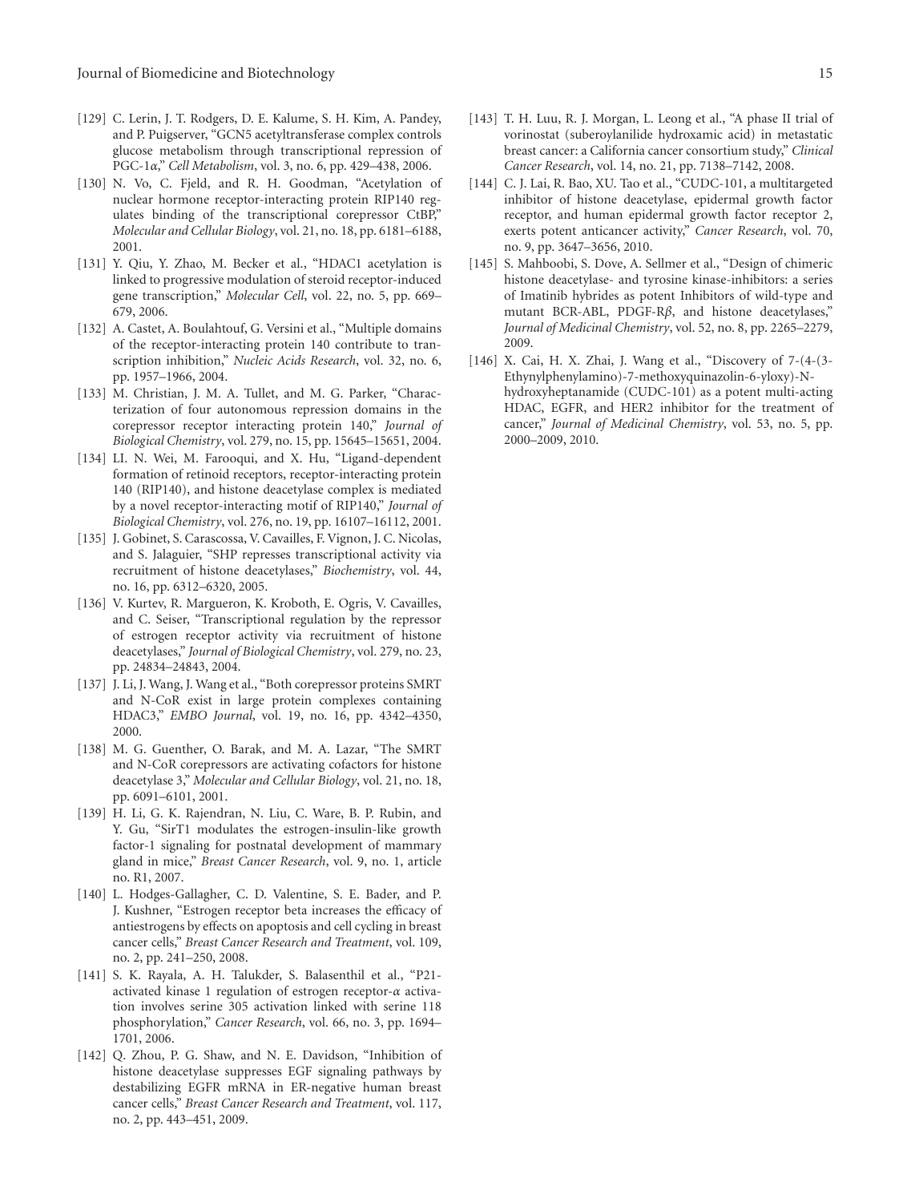[129] C. Lerin, J. T. Rodgers, D. E. Kalume, S. H. Kim, A. Pandey, and P. Puigserver, "GCN5 acetyltransferase complex controls glucose metabolism through transcriptional repression of PGC-1α," *Cell Metabolism*, vol. 3, no. 6, pp. 429–438, 2006.

[130] N. Vo, C. Fjeld, and R. H. Goodman, "Acetylation of nuclear hormone receptor-interacting protein RIP140 regulates binding of the transcriptional corepressor CtBP," *Molecular and Cellular Biology*, vol. 21, no. 18, pp. 6181–6188, 2001.

[131] Y. Qiu, Y. Zhao, M. Becker et al., "HDAC1 acetylation is linked to progressive modulation of steroid receptor-induced gene transcription," *Molecular Cell*, vol. 22, no. 5, pp. 669–679, 2006.

[132] A. Castet, A. Boulahtouf, G. Versini et al., "Multiple domains of the receptor-interacting protein 140 contribute to transcription inhibition," *Nucleic Acids Research*, vol. 32, no. 6, pp. 1957–1966, 2004.

[133] M. Christian, J. M. A. Tullet, and M. G. Parker, "Characterization of four autonomous repression domains in the corepressor receptor interacting protein 140," *Journal of Biological Chemistry*, vol. 279, no. 15, pp. 15645–15651, 2004.

[134] LI. N. Wei, M. Farooqui, and X. Hu, "Ligand-dependent formation of retinoid receptors, receptor-interacting protein 140 (RIP140), and histone deacetylase complex is mediated by a novel receptor-interacting motif of RIP140," *Journal of Biological Chemistry*, vol. 276, no. 19, pp. 16107–16112, 2001.

[135] J. Gobinet, S. Carascossa, V. Cavailles, F. Vignon, J. C. Nicolas, and S. Jalaguier, "SHP represses transcriptional activity via recruitment of histone deacetylases," *Biochemistry*, vol. 44, no. 16, pp. 6312–6320, 2005.

[136] V. Kurtev, R. Margueron, K. Kroboth, E. Ogris, V. Cavailles, and C. Seiser, "Transcriptional regulation by the repressor of estrogen receptor activity via recruitment of histone deacetylases," *Journal of Biological Chemistry*, vol. 279, no. 23, pp. 24834–24843, 2004.

[137] J. Li, J. Wang, J. Wang et al., "Both corepressor proteins SMRT and N-CoR exist in large protein complexes containing HDAC3," *EMBO Journal*, vol. 19, no. 16, pp. 4342–4350, 2000.

[138] M. G. Guenther, O. Barak, and M. A. Lazar, "The SMRT and N-CoR corepressors are activating cofactors for histone deacetylase 3," *Molecular and Cellular Biology*, vol. 21, no. 18, pp. 6091–6101, 2001.

[139] H. Li, G. K. Rajendran, N. Liu, C. Ware, B. P. Rubin, and Y. Gu, "SirT1 modulates the estrogen-insulin-like growth factor-1 signaling for postnatal development of mammary gland in mice," *Breast Cancer Research*, vol. 9, no. 1, article no. R1, 2007.

[140] L. Hodges-Gallagher, C. D. Valentine, S. E. Bader, and P. J. Kushner, "Estrogen receptor beta increases the efficacy of antiestrogens by effects on apoptosis and cell cycling in breast cancer cells," *Breast Cancer Research and Treatment*, vol. 109, no. 2, pp. 241–250, 2008.

[141] S. K. Rayala, A. H. Talukder, S. Balasenthil et al., "P21-activated kinase 1 regulation of estrogen receptor-α activation involves serine 305 activation linked with serine 118 phosphorylation," *Cancer Research*, vol. 66, no. 3, pp. 1694–1701, 2006.

[142] Q. Zhou, P. G. Shaw, and N. E. Davidson, "Inhibition of histone deacetylase suppresses EGF signaling pathways by destabilizing EGFR mRNA in ER-negative human breast cancer cells," *Breast Cancer Research and Treatment*, vol. 117, no. 2, pp. 443–451, 2009.

[143] T. H. Luu, R. J. Morgan, L. Leong et al., "A phase II trial of vorinostat (suberoylanilide hydroxamic acid) in metastatic breast cancer: a California cancer consortium study," *Clinical Cancer Research*, vol. 14, no. 21, pp. 7138–7142, 2008.

[144] C. J. Lai, R. Bao, XU. Tao et al., "CUDC-101, a multitargeted inhibitor of histone deacetylase, epidermal growth factor receptor, and human epidermal growth factor receptor 2, exerts potent anticancer activity," *Cancer Research*, vol. 70, no. 9, pp. 3647–3656, 2010.

[145] S. Mahboobi, S. Dove, A. Sellmer et al., "Design of chimeric histone deacetylase- and tyrosine kinase-inhibitors: a series of Imatinib hybrides as potent Inhibitors of wild-type and mutant BCR-ABL, PDGF-Rβ, and histone deacetylases," *Journal of Medicinal Chemistry*, vol. 52, no. 8, pp. 2265–2279, 2009.

[146] X. Cai, H. X. Zhai, J. Wang et al., "Discovery of 7-(4-(3-Ethynylphenylamino)-7-methoxyquinazolin-6-yloxy)-N-hydroxyheptanamide (CUDC-101) as a potent multi-acting HDAC, EGFR, and HER2 inhibitor for the treatment of cancer," *Journal of Medicinal Chemistry*, vol. 53, no. 5, pp. 2000–2009, 2010.